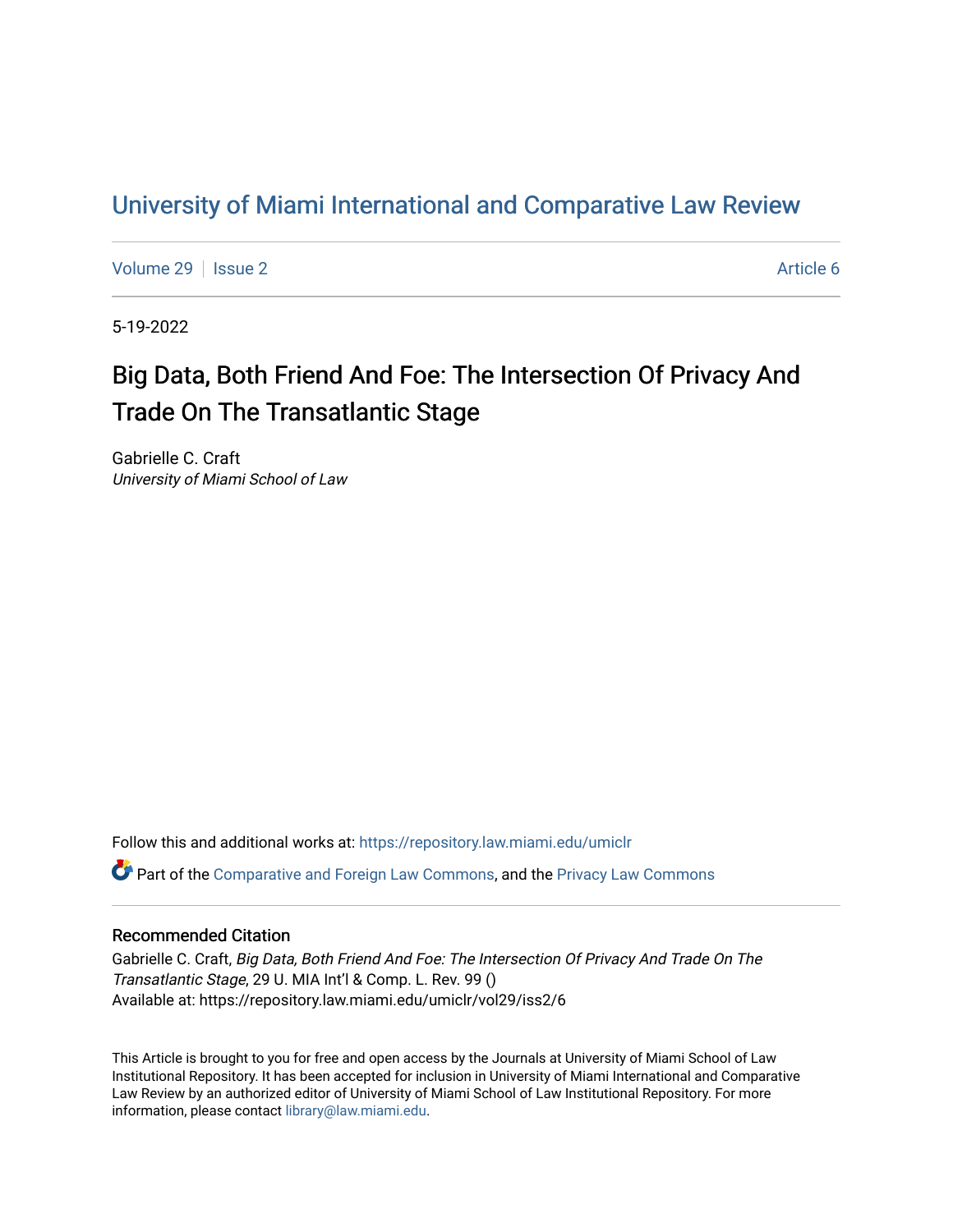# University of Miami International and Comparative Law Review

Volume 29 | Issue 2 | Article 6

5-19-2022

## Big Data, Both Friend And Foe: The Intersection Of Privacy And Trade On The Transatlantic Stage

Gabrielle C. Craft
*University of Miami School of Law*

Follow this and additional works at: https://repository.law.miami.edu/umiclr

Part of the Comparative and Foreign Law Commons, and the Privacy Law Commons

### Recommended Citation

Gabrielle C. Craft, *Big Data, Both Friend And Foe: The Intersection Of Privacy And Trade On The Transatlantic Stage*, 29 U. MIA Int'l & Comp. L. Rev. 99 ()
Available at: https://repository.law.miami.edu/umiclr/vol29/iss2/6

This Article is brought to you for free and open access by the Journals at University of Miami School of Law Institutional Repository. It has been accepted for inclusion in University of Miami International and Comparative Law Review by an authorized editor of University of Miami School of Law Institutional Repository. For more information, please contact library@law.miami.edu.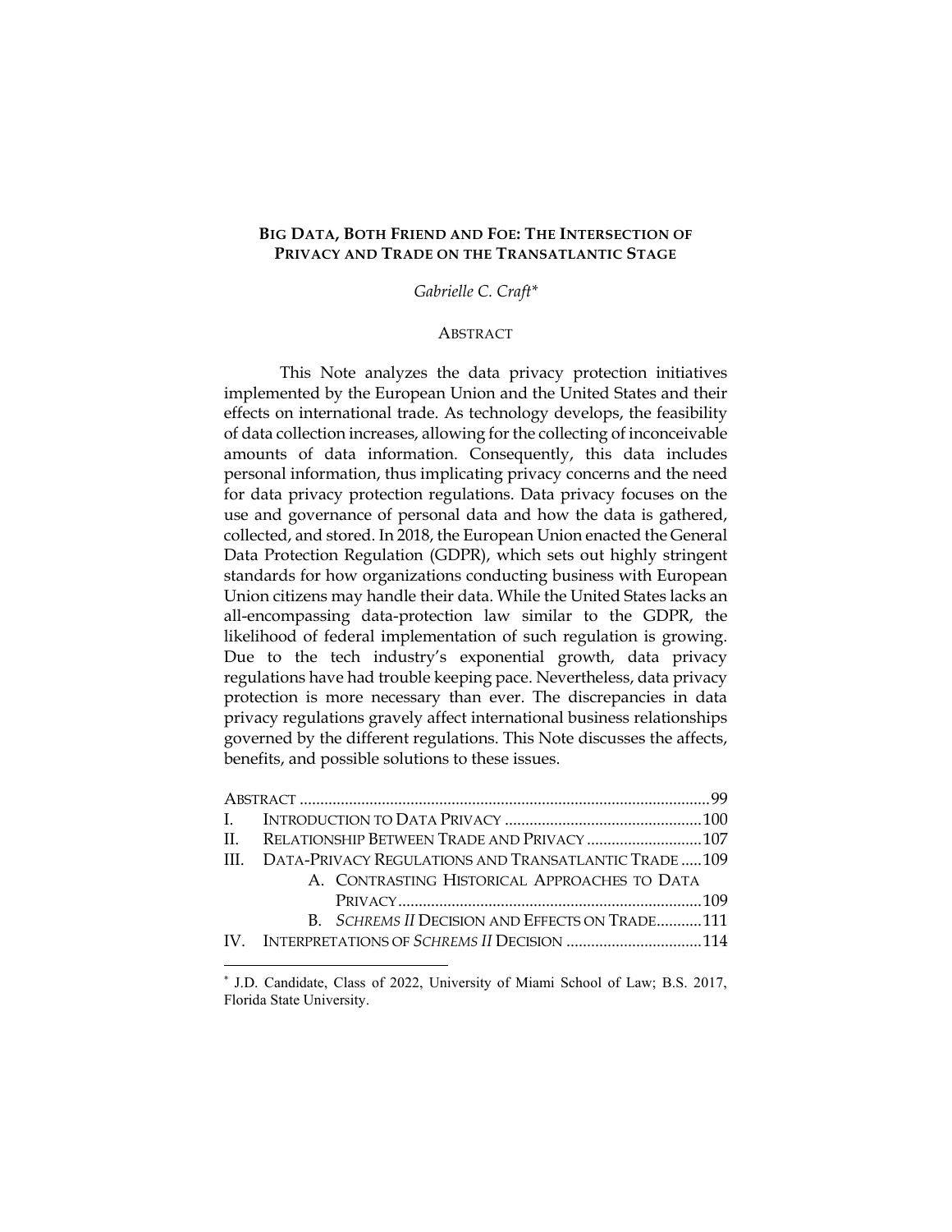# BIG DATA, BOTH FRIEND AND FOE: THE INTERSECTION OF PRIVACY AND TRADE ON THE TRANSATLANTIC STAGE

*Gabrielle C. Craft*[*]

## ABSTRACT

This Note analyzes the data privacy protection initiatives implemented by the European Union and the United States and their effects on international trade. As technology develops, the feasibility of data collection increases, allowing for the collecting of inconceivable amounts of data information. Consequently, this data includes personal information, thus implicating privacy concerns and the need for data privacy protection regulations. Data privacy focuses on the use and governance of personal data and how the data is gathered, collected, and stored. In 2018, the European Union enacted the General Data Protection Regulation (GDPR), which sets out highly stringent standards for how organizations conducting business with European Union citizens may handle their data. While the United States lacks an all-encompassing data-protection law similar to the GDPR, the likelihood of federal implementation of such regulation is growing. Due to the tech industry's exponential growth, data privacy regulations have had trouble keeping pace. Nevertheless, data privacy protection is more necessary than ever. The discrepancies in data privacy regulations gravely affect international business relationships governed by the different regulations. This Note discusses the affects, benefits, and possible solutions to these issues.

ABSTRACT ....................................................................................................99
I. INTRODUCTION TO DATA PRIVACY ................................................100
II. RELATIONSHIP BETWEEN TRADE AND PRIVACY ............................107
III. DATA-PRIVACY REGULATIONS AND TRANSATLANTIC TRADE .....109
  A. CONTRASTING HISTORICAL APPROACHES TO DATA PRIVACY..........................................................................109
  B. *SCHREMS II* DECISION AND EFFECTS ON TRADE...........111
IV. INTERPRETATIONS OF *SCHREMS II* DECISION .................................114

[*] J.D. Candidate, Class of 2022, University of Miami School of Law; B.S. 2017, Florida State University.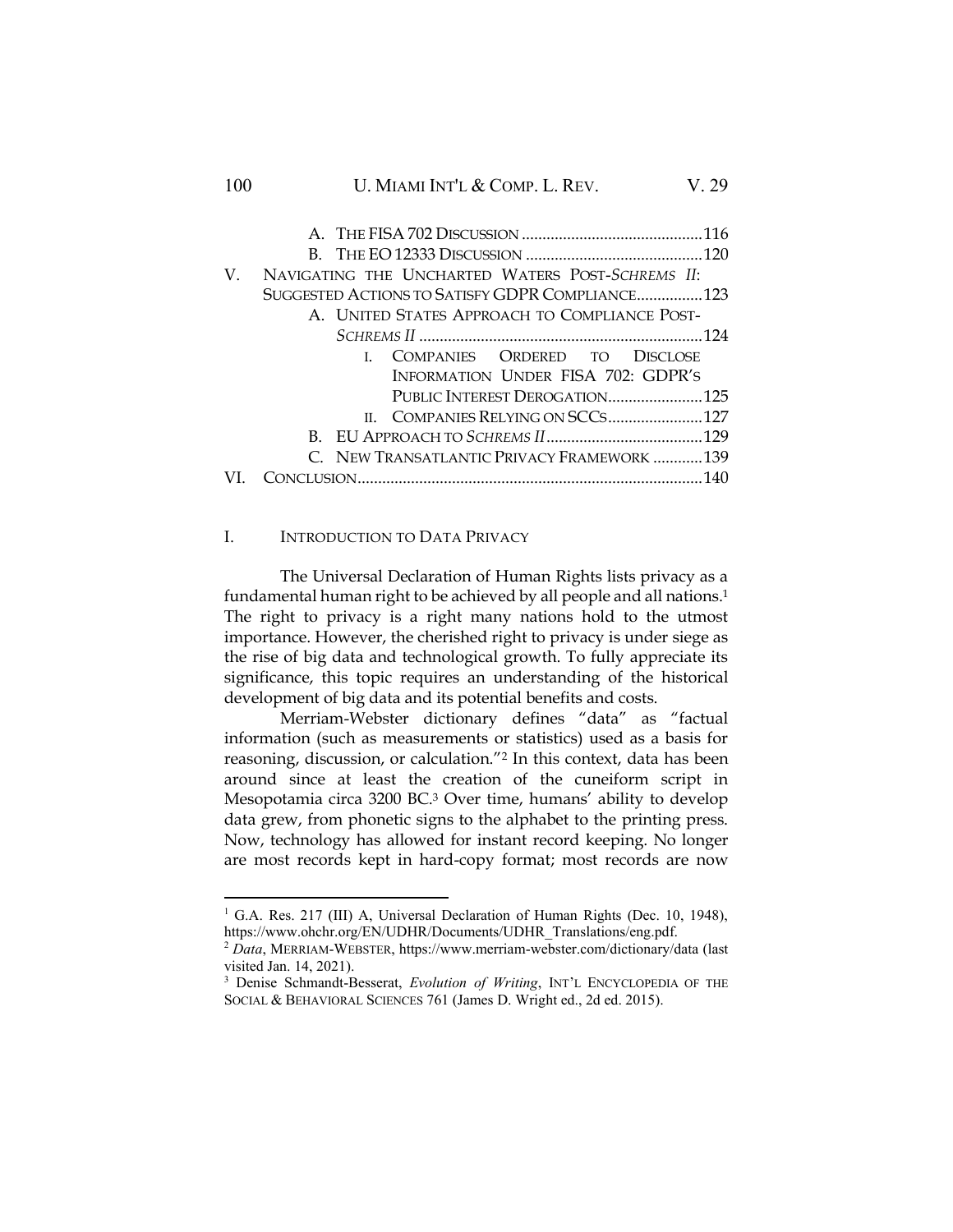A. THE FISA 702 DISCUSSION ............................................116
B. THE EO 12333 DISCUSSION ...........................................120

V. NAVIGATING THE UNCHARTED WATERS POST-*SCHREMS II*: SUGGESTED ACTIONS TO SATISFY GDPR COMPLIANCE................123

A. UNITED STATES APPROACH TO COMPLIANCE POST-*SCHREMS II* .....................................................................124

i. COMPANIES ORDERED TO DISCLOSE INFORMATION UNDER FISA 702: GDPR'S PUBLIC INTEREST DEROGATION.......................125

ii. COMPANIES RELYING ON SCCS.......................127

B. EU APPROACH TO *SCHREMS II* ......................................129
C. NEW TRANSATLANTIC PRIVACY FRAMEWORK ............139

VI. CONCLUSION...................................................................................140

## I. INTRODUCTION TO DATA PRIVACY

The Universal Declaration of Human Rights lists privacy as a fundamental human right to be achieved by all people and all nations.[1] The right to privacy is a right many nations hold to the utmost importance. However, the cherished right to privacy is under siege as the rise of big data and technological growth. To fully appreciate its significance, this topic requires an understanding of the historical development of big data and its potential benefits and costs.

Merriam-Webster dictionary defines "data" as "factual information (such as measurements or statistics) used as a basis for reasoning, discussion, or calculation."[2] In this context, data has been around since at least the creation of the cuneiform script in Mesopotamia circa 3200 BC.[3] Over time, humans' ability to develop data grew, from phonetic signs to the alphabet to the printing press. Now, technology has allowed for instant record keeping. No longer are most records kept in hard-copy format; most records are now

---

[1] G.A. Res. 217 (III) A, Universal Declaration of Human Rights (Dec. 10, 1948), https://www.ohchr.org/EN/UDHR/Documents/UDHR_Translations/eng.pdf.

[2] *Data*, MERRIAM-WEBSTER, https://www.merriam-webster.com/dictionary/data (last visited Jan. 14, 2021).

[3] Denise Schmandt-Besserat, *Evolution of Writing*, INT'L ENCYCLOPEDIA OF THE SOCIAL & BEHAVIORAL SCIENCES 761 (James D. Wright ed., 2d ed. 2015).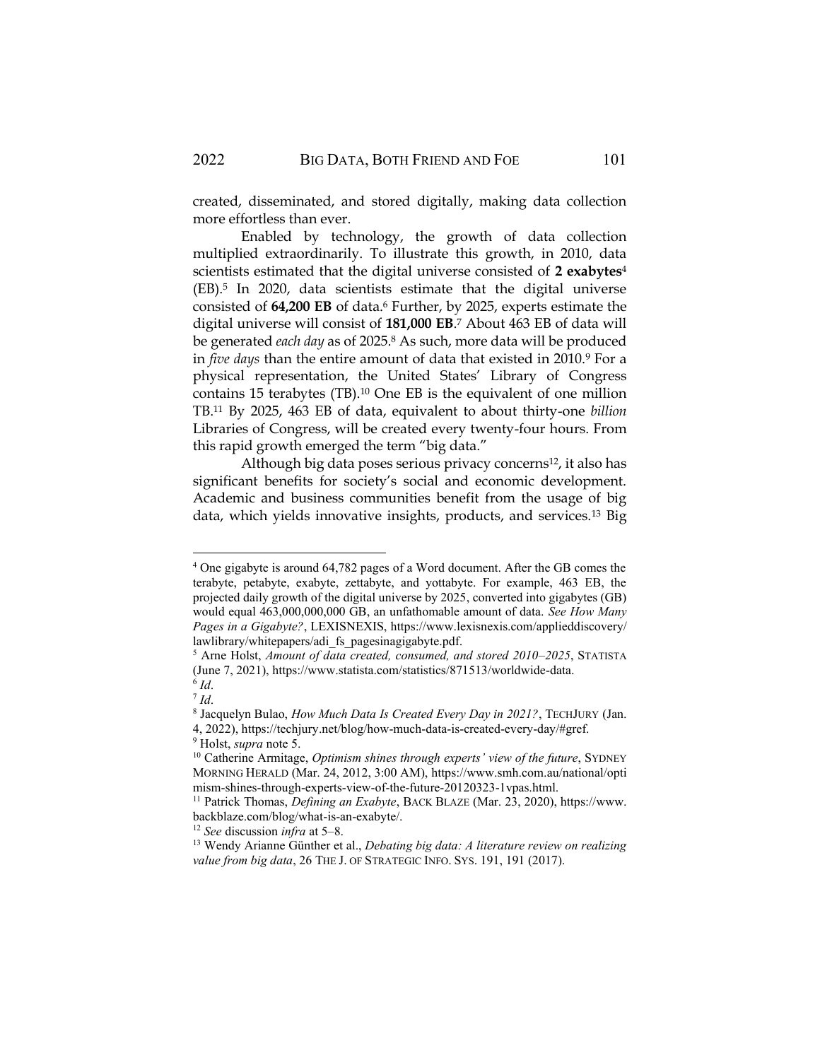created, disseminated, and stored digitally, making data collection more effortless than ever.

Enabled by technology, the growth of data collection multiplied extraordinarily. To illustrate this growth, in 2010, data scientists estimated that the digital universe consisted of **2 exabytes**[4] (EB).[5] In 2020, data scientists estimate that the digital universe consisted of **64,200 EB** of data.[6] Further, by 2025, experts estimate the digital universe will consist of **181,000 EB**.[7] About 463 EB of data will be generated *each day* as of 2025.[8] As such, more data will be produced in *five days* than the entire amount of data that existed in 2010.[9] For a physical representation, the United States' Library of Congress contains 15 terabytes (TB).[10] One EB is the equivalent of one million TB.[11] By 2025, 463 EB of data, equivalent to about thirty-one *billion* Libraries of Congress, will be created every twenty-four hours. From this rapid growth emerged the term "big data."

Although big data poses serious privacy concerns[12], it also has significant benefits for society's social and economic development. Academic and business communities benefit from the usage of big data, which yields innovative insights, products, and services.[13] Big

---

[4] One gigabyte is around 64,782 pages of a Word document. After the GB comes the terabyte, petabyte, exabyte, zettabyte, and yottabyte. For example, 463 EB, the projected daily growth of the digital universe by 2025, converted into gigabytes (GB) would equal 463,000,000,000 GB, an unfathomable amount of data. *See How Many Pages in a Gigabyte?*, LEXISNEXIS, https://www.lexisnexis.com/applieddiscovery/lawlibrary/whitepapers/adi_fs_pagesinagigabyte.pdf.

[5] Arne Holst, *Amount of data created, consumed, and stored 2010–2025*, STATISTA (June 7, 2021), https://www.statista.com/statistics/871513/worldwide-data.

[6] *Id*.

[7] *Id*.

[8] Jacquelyn Bulao, *How Much Data Is Created Every Day in 2021?*, TECHJURY (Jan. 4, 2022), https://techjury.net/blog/how-much-data-is-created-every-day/#gref.

[9] Holst, *supra* note 5.

[10] Catherine Armitage, *Optimism shines through experts' view of the future*, SYDNEY MORNING HERALD (Mar. 24, 2012, 3:00 AM), https://www.smh.com.au/national/optimism-shines-through-experts-view-of-the-future-20120323-1vpas.html.

[11] Patrick Thomas, *Defining an Exabyte*, BACK BLAZE (Mar. 23, 2020), https://www.backblaze.com/blog/what-is-an-exabyte/.

[12] *See* discussion *infra* at 5–8.

[13] Wendy Arianne Günther et al., *Debating big data: A literature review on realizing value from big data*, 26 THE J. OF STRATEGIC INFO. SYS. 191, 191 (2017).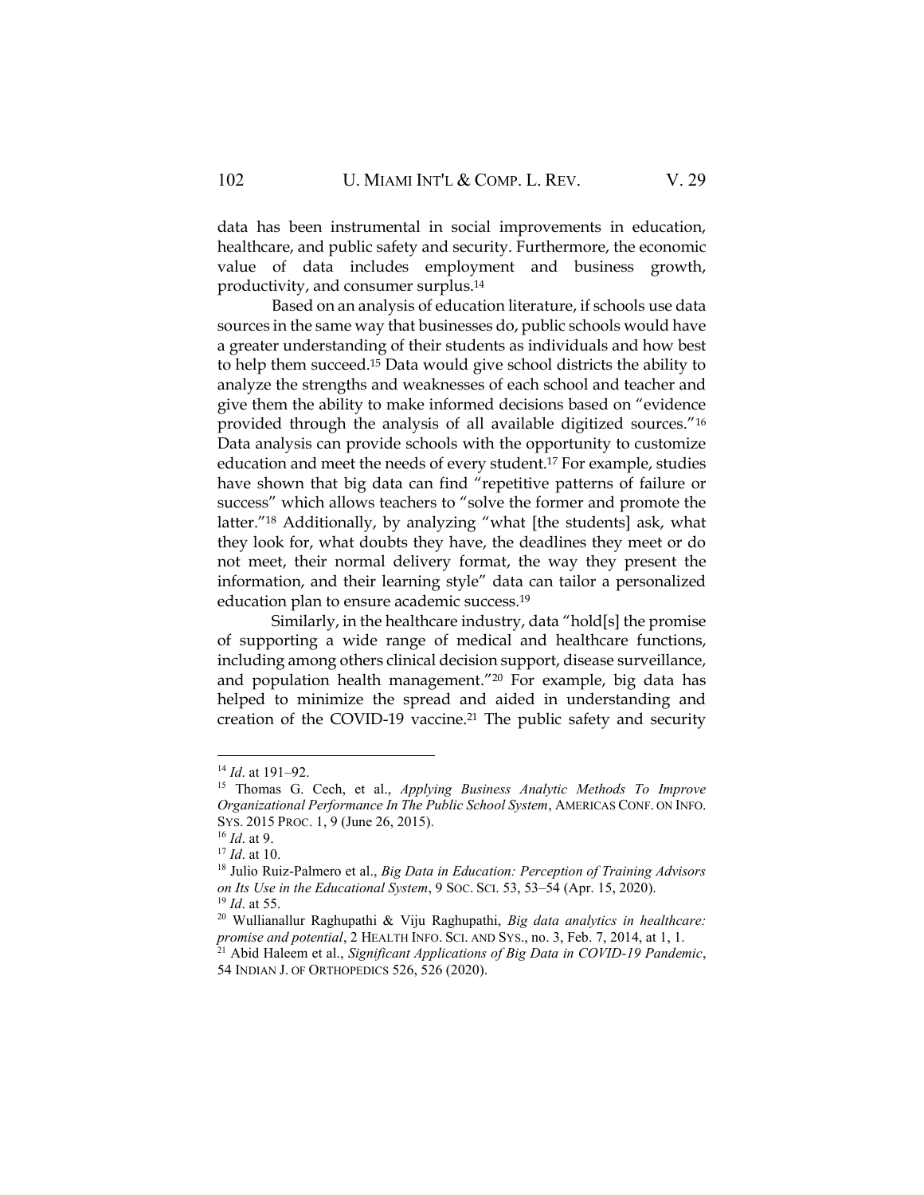data has been instrumental in social improvements in education, healthcare, and public safety and security. Furthermore, the economic value of data includes employment and business growth, productivity, and consumer surplus.[14]

Based on an analysis of education literature, if schools use data sources in the same way that businesses do, public schools would have a greater understanding of their students as individuals and how best to help them succeed.[15] Data would give school districts the ability to analyze the strengths and weaknesses of each school and teacher and give them the ability to make informed decisions based on "evidence provided through the analysis of all available digitized sources."[16] Data analysis can provide schools with the opportunity to customize education and meet the needs of every student.[17] For example, studies have shown that big data can find "repetitive patterns of failure or success" which allows teachers to "solve the former and promote the latter."[18] Additionally, by analyzing "what [the students] ask, what they look for, what doubts they have, the deadlines they meet or do not meet, their normal delivery format, the way they present the information, and their learning style" data can tailor a personalized education plan to ensure academic success.[19]

Similarly, in the healthcare industry, data "hold[s] the promise of supporting a wide range of medical and healthcare functions, including among others clinical decision support, disease surveillance, and population health management."[20] For example, big data has helped to minimize the spread and aided in understanding and creation of the COVID-19 vaccine.[21] The public safety and security

---

[14] *Id*. at 191–92.

[15] Thomas G. Cech, et al., *Applying Business Analytic Methods To Improve Organizational Performance In The Public School System*, AMERICAS CONF. ON INFO. SYS. 2015 PROC. 1, 9 (June 26, 2015).

[16] *Id*. at 9.

[17] *Id*. at 10.

[18] Julio Ruiz-Palmero et al., *Big Data in Education: Perception of Training Advisors on Its Use in the Educational System*, 9 SOC. SCI. 53, 53–54 (Apr. 15, 2020).

[19] *Id*. at 55.

[20] Wullianallur Raghupathi & Viju Raghupathi, *Big data analytics in healthcare: promise and potential*, 2 HEALTH INFO. SCI. AND SYS., no. 3, Feb. 7, 2014, at 1, 1.

[21] Abid Haleem et al., *Significant Applications of Big Data in COVID-19 Pandemic*, 54 INDIAN J. OF ORTHOPEDICS 526, 526 (2020).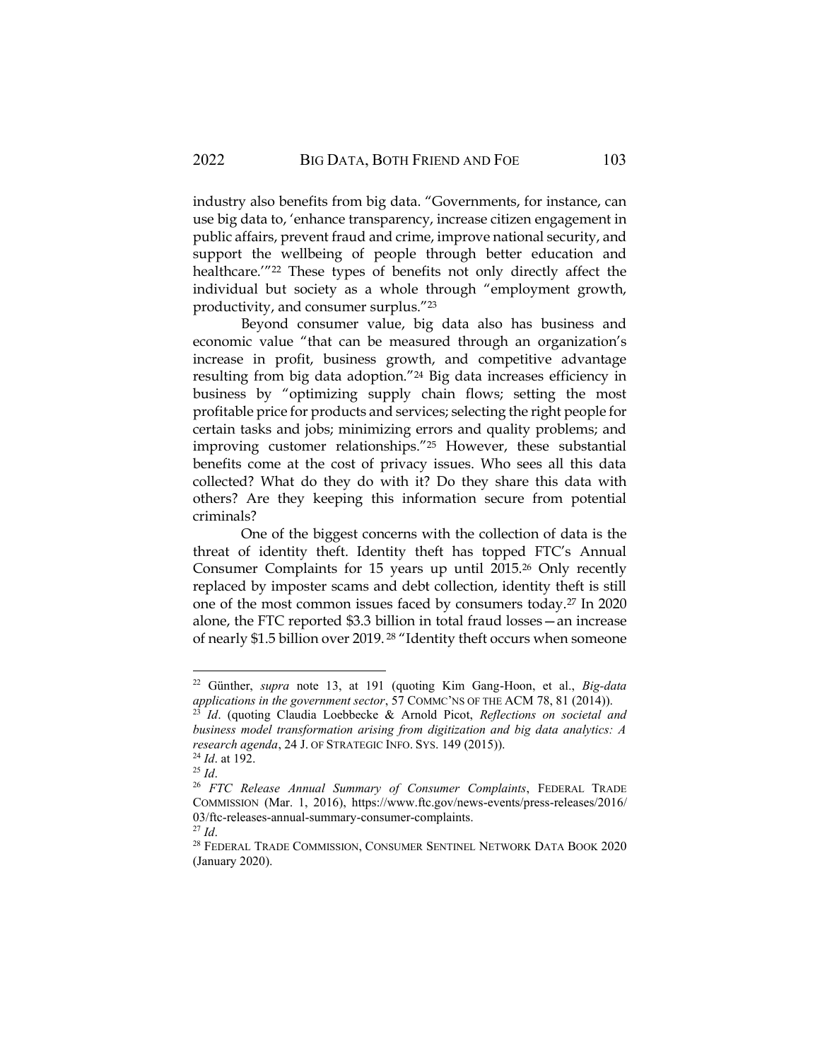industry also benefits from big data. "Governments, for instance, can use big data to, 'enhance transparency, increase citizen engagement in public affairs, prevent fraud and crime, improve national security, and support the wellbeing of people through better education and healthcare.'"[22] These types of benefits not only directly affect the individual but society as a whole through "employment growth, productivity, and consumer surplus."[23]

Beyond consumer value, big data also has business and economic value "that can be measured through an organization's increase in profit, business growth, and competitive advantage resulting from big data adoption."[24] Big data increases efficiency in business by "optimizing supply chain flows; setting the most profitable price for products and services; selecting the right people for certain tasks and jobs; minimizing errors and quality problems; and improving customer relationships."[25] However, these substantial benefits come at the cost of privacy issues. Who sees all this data collected? What do they do with it? Do they share this data with others? Are they keeping this information secure from potential criminals?

One of the biggest concerns with the collection of data is the threat of identity theft. Identity theft has topped FTC's Annual Consumer Complaints for 15 years up until 2015.[26] Only recently replaced by imposter scams and debt collection, identity theft is still one of the most common issues faced by consumers today.[27] In 2020 alone, the FTC reported $3.3 billion in total fraud losses—an increase of nearly $1.5 billion over 2019.[28] "Identity theft occurs when someone

---

[22] Günther, *supra* note 13, at 191 (quoting Kim Gang-Hoon, et al., *Big-data applications in the government sector*, 57 COMMC'NS OF THE ACM 78, 81 (2014)).

[23] *Id*. (quoting Claudia Loebbecke & Arnold Picot, *Reflections on societal and business model transformation arising from digitization and big data analytics: A research agenda*, 24 J. OF STRATEGIC INFO. SYS. 149 (2015)).

[24] *Id*. at 192.

[25] *Id*.

[26] *FTC Release Annual Summary of Consumer Complaints*, FEDERAL TRADE COMMISSION (Mar. 1, 2016), https://www.ftc.gov/news-events/press-releases/2016/03/ftc-releases-annual-summary-consumer-complaints.

[27] *Id*.

[28] FEDERAL TRADE COMMISSION, CONSUMER SENTINEL NETWORK DATA BOOK 2020 (January 2020).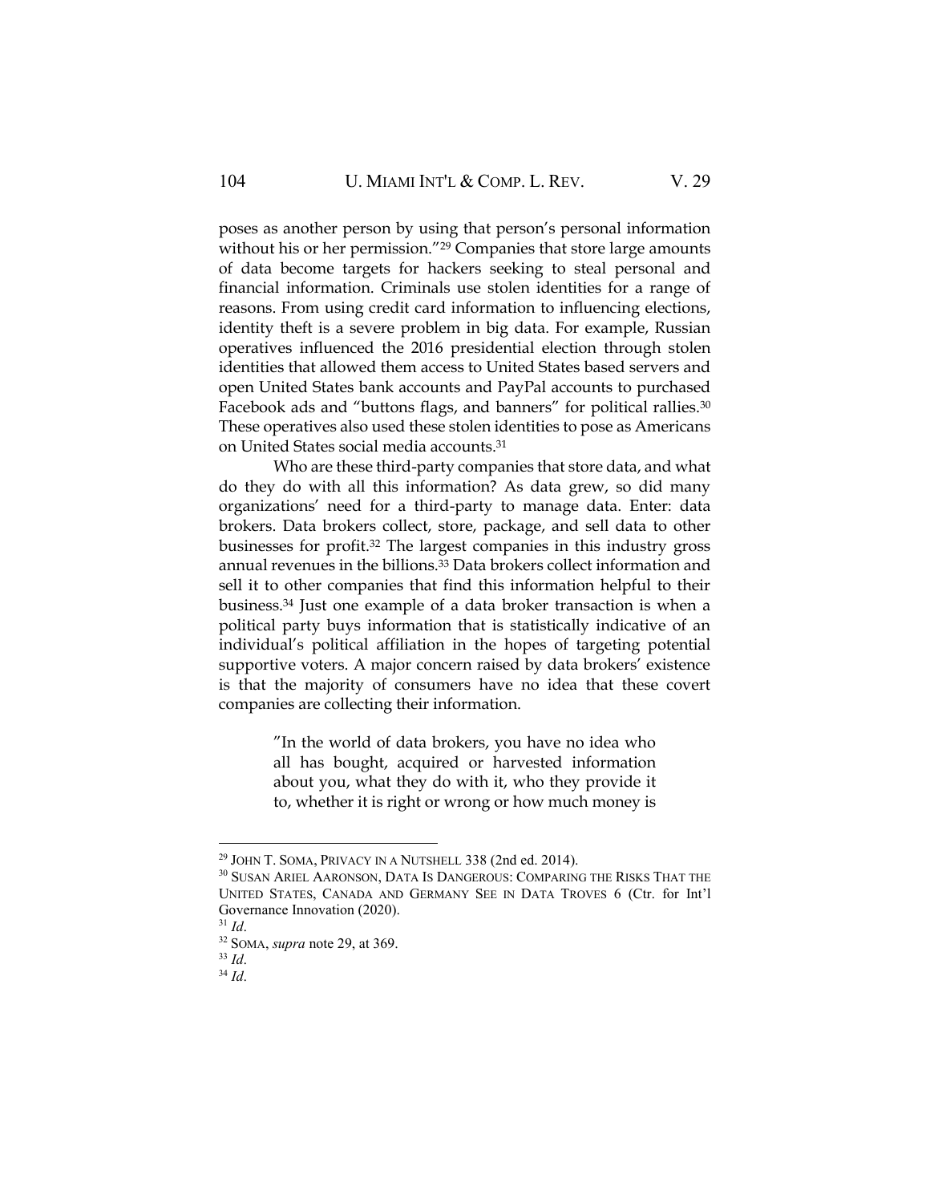poses as another person by using that person's personal information without his or her permission."[29] Companies that store large amounts of data become targets for hackers seeking to steal personal and financial information. Criminals use stolen identities for a range of reasons. From using credit card information to influencing elections, identity theft is a severe problem in big data. For example, Russian operatives influenced the 2016 presidential election through stolen identities that allowed them access to United States based servers and open United States bank accounts and PayPal accounts to purchased Facebook ads and "buttons flags, and banners" for political rallies.[30] These operatives also used these stolen identities to pose as Americans on United States social media accounts.[31]

Who are these third-party companies that store data, and what do they do with all this information? As data grew, so did many organizations' need for a third-party to manage data. Enter: data brokers. Data brokers collect, store, package, and sell data to other businesses for profit.[32] The largest companies in this industry gross annual revenues in the billions.[33] Data brokers collect information and sell it to other companies that find this information helpful to their business.[34] Just one example of a data broker transaction is when a political party buys information that is statistically indicative of an individual's political affiliation in the hopes of targeting potential supportive voters. A major concern raised by data brokers' existence is that the majority of consumers have no idea that these covert companies are collecting their information.

> "In the world of data brokers, you have no idea who all has bought, acquired or harvested information about you, what they do with it, who they provide it to, whether it is right or wrong or how much money is

---

[29] JOHN T. SOMA, PRIVACY IN A NUTSHELL 338 (2nd ed. 2014).

[30] SUSAN ARIEL AARONSON, DATA IS DANGEROUS: COMPARING THE RISKS THAT THE UNITED STATES, CANADA AND GERMANY SEE IN DATA TROVES 6 (Ctr. for Int'l Governance Innovation (2020).

[31] *Id.*

[32] SOMA, *supra* note 29, at 369.

[33] *Id.*

[34] *Id.*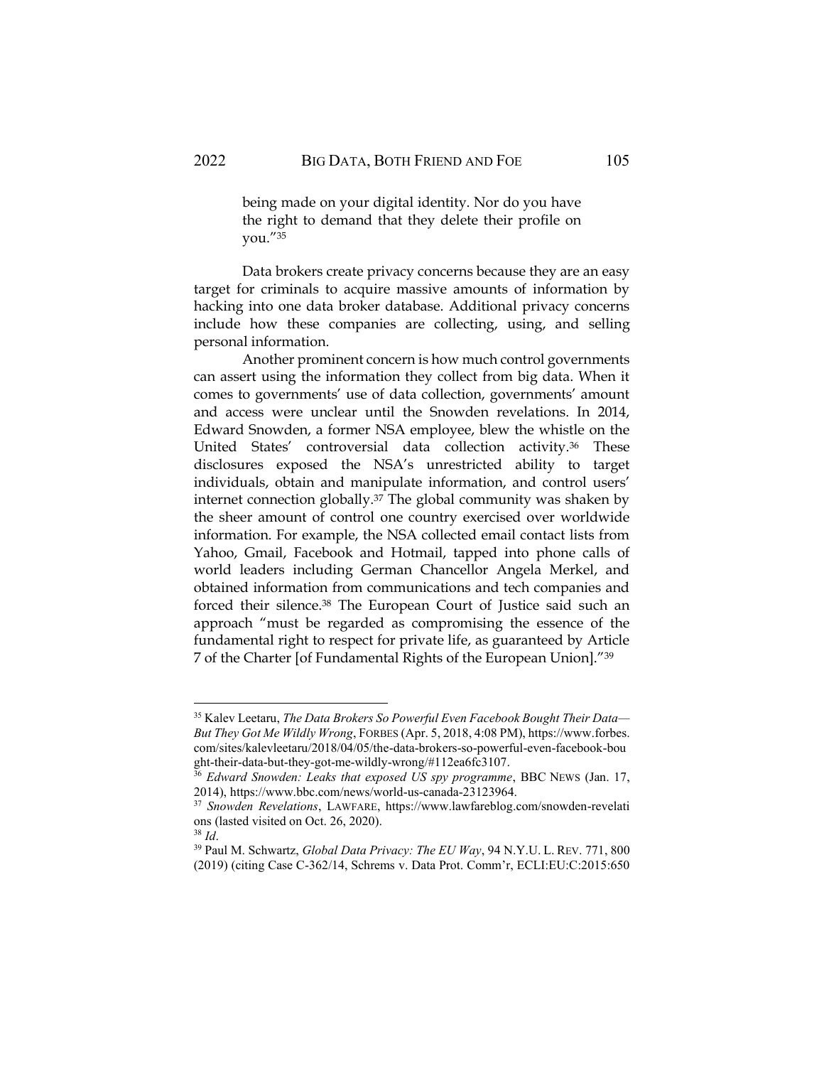> being made on your digital identity. Nor do you have the right to demand that they delete their profile on you."[35]

Data brokers create privacy concerns because they are an easy target for criminals to acquire massive amounts of information by hacking into one data broker database. Additional privacy concerns include how these companies are collecting, using, and selling personal information.

Another prominent concern is how much control governments can assert using the information they collect from big data. When it comes to governments' use of data collection, governments' amount and access were unclear until the Snowden revelations. In 2014, Edward Snowden, a former NSA employee, blew the whistle on the United States' controversial data collection activity.[36] These disclosures exposed the NSA's unrestricted ability to target individuals, obtain and manipulate information, and control users' internet connection globally.[37] The global community was shaken by the sheer amount of control one country exercised over worldwide information. For example, the NSA collected email contact lists from Yahoo, Gmail, Facebook and Hotmail, tapped into phone calls of world leaders including German Chancellor Angela Merkel, and obtained information from communications and tech companies and forced their silence.[38] The European Court of Justice said such an approach "must be regarded as compromising the essence of the fundamental right to respect for private life, as guaranteed by Article 7 of the Charter [of Fundamental Rights of the European Union]."[39]

---

[35] Kalev Leetaru, *The Data Brokers So Powerful Even Facebook Bought Their Data—But They Got Me Wildly Wrong*, FORBES (Apr. 5, 2018, 4:08 PM), https://www.forbes.com/sites/kalevleetaru/2018/04/05/the-data-brokers-so-powerful-even-facebook-bought-their-data-but-they-got-me-wildly-wrong/#112ea6fc3107.

[36] *Edward Snowden: Leaks that exposed US spy programme*, BBC NEWS (Jan. 17, 2014), https://www.bbc.com/news/world-us-canada-23123964.

[37] *Snowden Revelations*, LAWFARE, https://www.lawfareblog.com/snowden-revelations (lasted visited on Oct. 26, 2020).

[38] *Id*.

[39] Paul M. Schwartz, *Global Data Privacy: The EU Way*, 94 N.Y.U. L. REV. 771, 800 (2019) (citing Case C-362/14, Schrems v. Data Prot. Comm'r, ECLI:EU:C:2015:650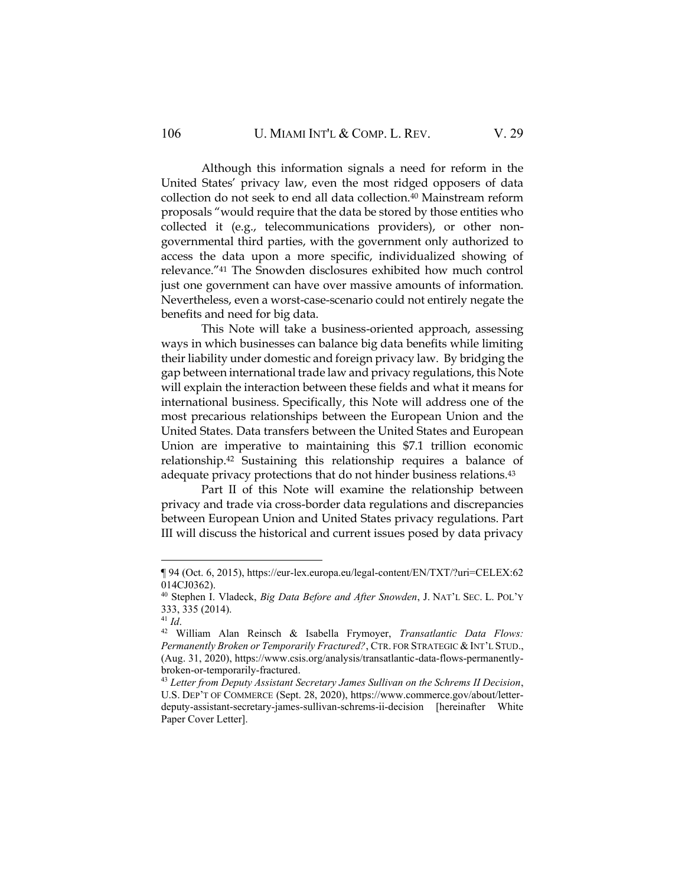Although this information signals a need for reform in the United States' privacy law, even the most ridged opposers of data collection do not seek to end all data collection.[40] Mainstream reform proposals "would require that the data be stored by those entities who collected it (e.g., telecommunications providers), or other non-governmental third parties, with the government only authorized to access the data upon a more specific, individualized showing of relevance."[41] The Snowden disclosures exhibited how much control just one government can have over massive amounts of information. Nevertheless, even a worst-case-scenario could not entirely negate the benefits and need for big data.

This Note will take a business-oriented approach, assessing ways in which businesses can balance big data benefits while limiting their liability under domestic and foreign privacy law. By bridging the gap between international trade law and privacy regulations, this Note will explain the interaction between these fields and what it means for international business. Specifically, this Note will address one of the most precarious relationships between the European Union and the United States. Data transfers between the United States and European Union are imperative to maintaining this $7.1 trillion economic relationship.[42] Sustaining this relationship requires a balance of adequate privacy protections that do not hinder business relations.[43]

Part II of this Note will examine the relationship between privacy and trade via cross-border data regulations and discrepancies between European Union and United States privacy regulations. Part III will discuss the historical and current issues posed by data privacy

---

¶ 94 (Oct. 6, 2015), https://eur-lex.europa.eu/legal-content/EN/TXT/?uri=CELEX:62014CJ0362).

[40] Stephen I. Vladeck, *Big Data Before and After Snowden*, J. NAT'L SEC. L. POL'Y 333, 335 (2014).

[41] *Id*.

[42] William Alan Reinsch & Isabella Frymoyer, *Transatlantic Data Flows: Permanently Broken or Temporarily Fractured?*, CTR. FOR STRATEGIC & INT'L STUD., (Aug. 31, 2020), https://www.csis.org/analysis/transatlantic-data-flows-permanently-broken-or-temporarily-fractured.

[43] *Letter from Deputy Assistant Secretary James Sullivan on the Schrems II Decision*, U.S. DEP'T OF COMMERCE (Sept. 28, 2020), https://www.commerce.gov/about/letter-deputy-assistant-secretary-james-sullivan-schrems-ii-decision [hereinafter White Paper Cover Letter].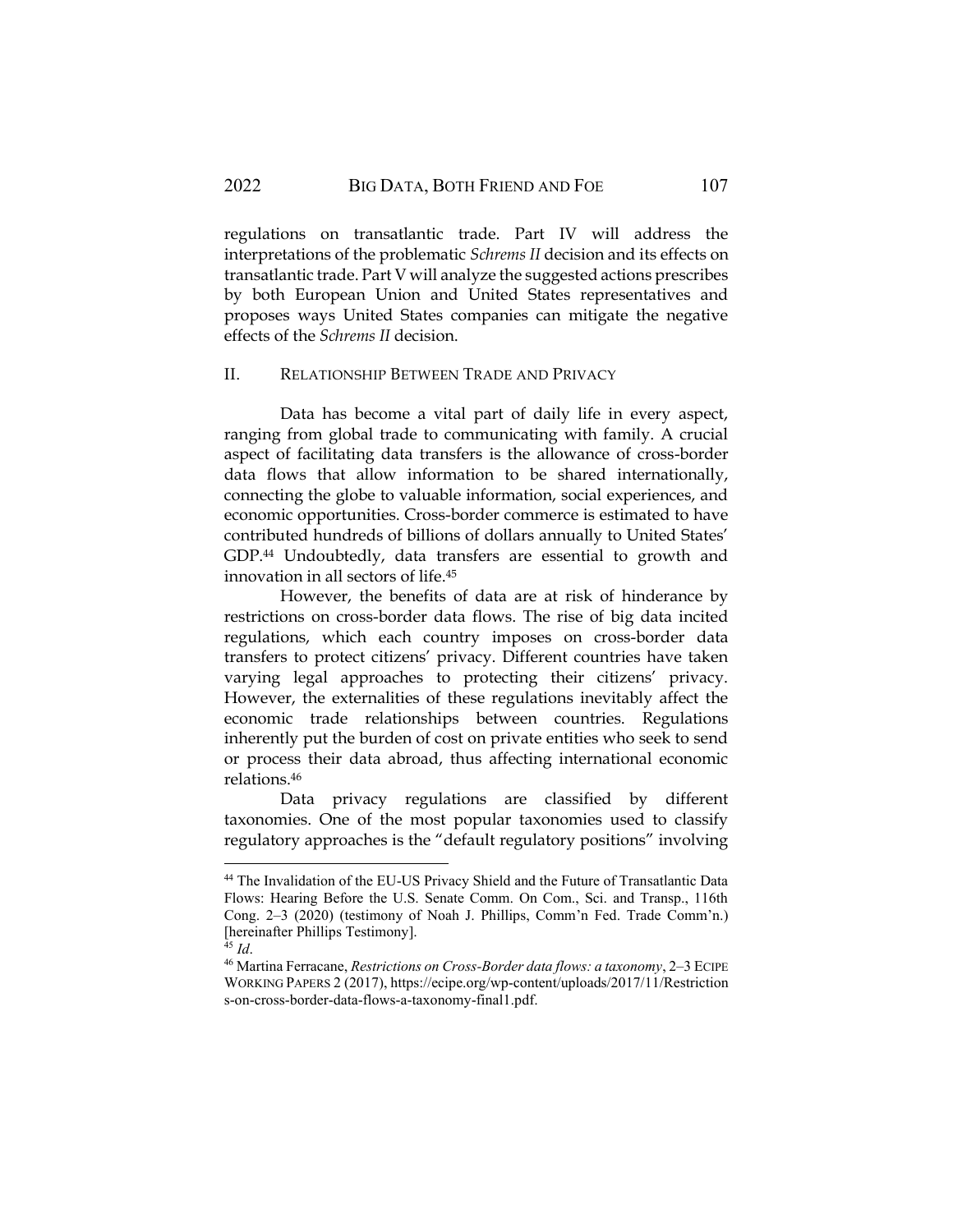regulations on transatlantic trade. Part IV will address the interpretations of the problematic *Schrems II* decision and its effects on transatlantic trade. Part V will analyze the suggested actions prescribes by both European Union and United States representatives and proposes ways United States companies can mitigate the negative effects of the *Schrems II* decision.

## II. RELATIONSHIP BETWEEN TRADE AND PRIVACY

Data has become a vital part of daily life in every aspect, ranging from global trade to communicating with family. A crucial aspect of facilitating data transfers is the allowance of cross-border data flows that allow information to be shared internationally, connecting the globe to valuable information, social experiences, and economic opportunities. Cross-border commerce is estimated to have contributed hundreds of billions of dollars annually to United States' GDP.[44] Undoubtedly, data transfers are essential to growth and innovation in all sectors of life.[45]

However, the benefits of data are at risk of hinderance by restrictions on cross-border data flows. The rise of big data incited regulations, which each country imposes on cross-border data transfers to protect citizens' privacy. Different countries have taken varying legal approaches to protecting their citizens' privacy. However, the externalities of these regulations inevitably affect the economic trade relationships between countries. Regulations inherently put the burden of cost on private entities who seek to send or process their data abroad, thus affecting international economic relations.[46]

Data privacy regulations are classified by different taxonomies. One of the most popular taxonomies used to classify regulatory approaches is the "default regulatory positions" involving

---

[44] The Invalidation of the EU-US Privacy Shield and the Future of Transatlantic Data Flows: Hearing Before the U.S. Senate Comm. On Com., Sci. and Transp., 116th Cong. 2–3 (2020) (testimony of Noah J. Phillips, Comm'n Fed. Trade Comm'n.) [hereinafter Phillips Testimony].

[45] *Id.*

[46] Martina Ferracane, *Restrictions on Cross-Border data flows: a taxonomy*, 2–3 ECIPE WORKING PAPERS 2 (2017), https://ecipe.org/wp-content/uploads/2017/11/Restrictions-on-cross-border-data-flows-a-taxonomy-final1.pdf.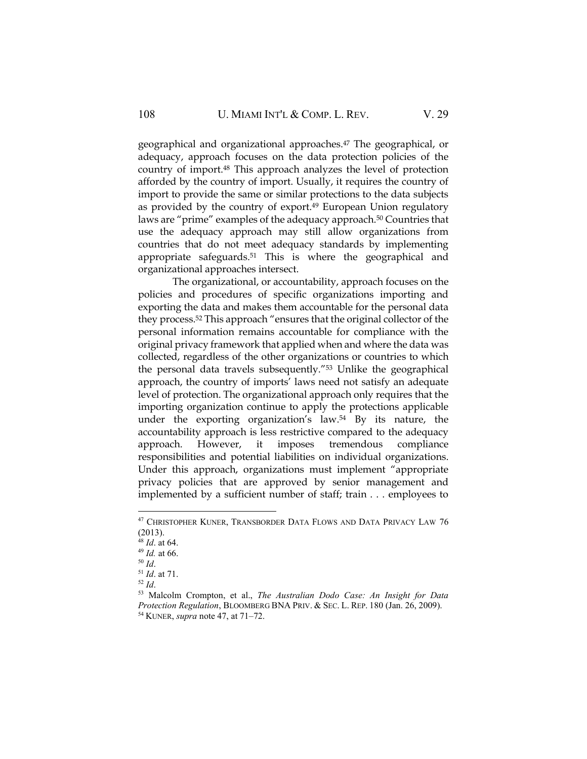geographical and organizational approaches.[47] The geographical, or adequacy, approach focuses on the data protection policies of the country of import.[48] This approach analyzes the level of protection afforded by the country of import. Usually, it requires the country of import to provide the same or similar protections to the data subjects as provided by the country of export.[49] European Union regulatory laws are "prime" examples of the adequacy approach.[50] Countries that use the adequacy approach may still allow organizations from countries that do not meet adequacy standards by implementing appropriate safeguards.[51] This is where the geographical and organizational approaches intersect.

The organizational, or accountability, approach focuses on the policies and procedures of specific organizations importing and exporting the data and makes them accountable for the personal data they process.[52] This approach "ensures that the original collector of the personal information remains accountable for compliance with the original privacy framework that applied when and where the data was collected, regardless of the other organizations or countries to which the personal data travels subsequently."[53] Unlike the geographical approach, the country of imports' laws need not satisfy an adequate level of protection. The organizational approach only requires that the importing organization continue to apply the protections applicable under the exporting organization's law.[54] By its nature, the accountability approach is less restrictive compared to the adequacy approach. However, it imposes tremendous compliance responsibilities and potential liabilities on individual organizations. Under this approach, organizations must implement "appropriate privacy policies that are approved by senior management and implemented by a sufficient number of staff; train . . . employees to

---

[47] CHRISTOPHER KUNER, TRANSBORDER DATA FLOWS AND DATA PRIVACY LAW 76 (2013).

[48] *Id*. at 64.

[49] *Id.* at 66.

[50] *Id*.

[51] *Id*. at 71.

[52] *Id*.

[53] Malcolm Crompton, et al., *The Australian Dodo Case: An Insight for Data Protection Regulation*, BLOOMBERG BNA PRIV. & SEC. L. REP. 180 (Jan. 26, 2009).

[54] KUNER, *supra* note 47, at 71–72.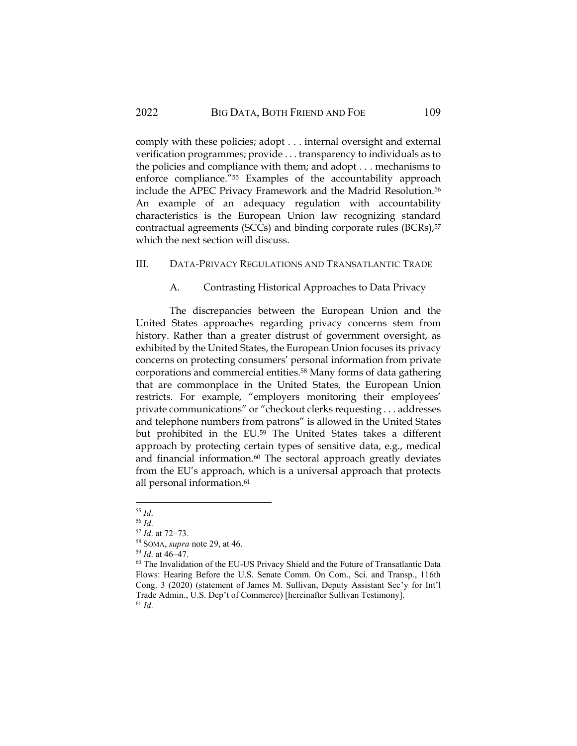comply with these policies; adopt . . . internal oversight and external verification programmes; provide . . . transparency to individuals as to the policies and compliance with them; and adopt . . . mechanisms to enforce compliance."[55] Examples of the accountability approach include the APEC Privacy Framework and the Madrid Resolution.[56] An example of an adequacy regulation with accountability characteristics is the European Union law recognizing standard contractual agreements (SCCs) and binding corporate rules (BCRs),[57] which the next section will discuss.

## III. DATA-PRIVACY REGULATIONS AND TRANSATLANTIC TRADE

### A. Contrasting Historical Approaches to Data Privacy

The discrepancies between the European Union and the United States approaches regarding privacy concerns stem from history. Rather than a greater distrust of government oversight, as exhibited by the United States, the European Union focuses its privacy concerns on protecting consumers' personal information from private corporations and commercial entities.[58] Many forms of data gathering that are commonplace in the United States, the European Union restricts. For example, "employers monitoring their employees' private communications" or "checkout clerks requesting . . . addresses and telephone numbers from patrons" is allowed in the United States but prohibited in the EU.[59] The United States takes a different approach by protecting certain types of sensitive data, e.g., medical and financial information.[60] The sectoral approach greatly deviates from the EU's approach, which is a universal approach that protects all personal information.[61]

---

[55] *Id*.

[56] *Id*.

[57] *Id*. at 72–73.

[58] SOMA, *supra* note 29, at 46.

[59] *Id*. at 46–47.

[60] The Invalidation of the EU-US Privacy Shield and the Future of Transatlantic Data Flows: Hearing Before the U.S. Senate Comm. On Com., Sci. and Transp., 116th Cong. 3 (2020) (statement of James M. Sullivan, Deputy Assistant Sec'y for Int'l Trade Admin., U.S. Dep't of Commerce) [hereinafter Sullivan Testimony].

[61] *Id*.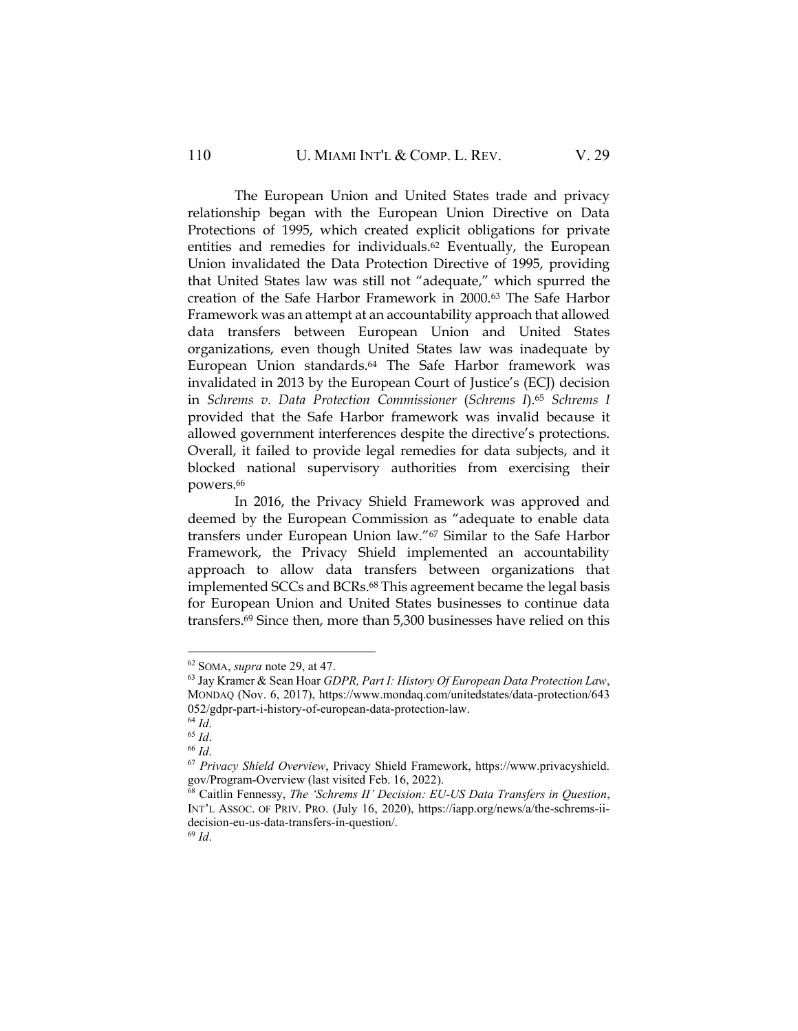The European Union and United States trade and privacy relationship began with the European Union Directive on Data Protections of 1995, which created explicit obligations for private entities and remedies for individuals.[62] Eventually, the European Union invalidated the Data Protection Directive of 1995, providing that United States law was still not "adequate," which spurred the creation of the Safe Harbor Framework in 2000.[63] The Safe Harbor Framework was an attempt at an accountability approach that allowed data transfers between European Union and United States organizations, even though United States law was inadequate by European Union standards.[64] The Safe Harbor framework was invalidated in 2013 by the European Court of Justice's (ECJ) decision in *Schrems v. Data Protection Commissioner* (*Schrems I*).[65] *Schrems I* provided that the Safe Harbor framework was invalid because it allowed government interferences despite the directive's protections. Overall, it failed to provide legal remedies for data subjects, and it blocked national supervisory authorities from exercising their powers.[66]

In 2016, the Privacy Shield Framework was approved and deemed by the European Commission as "adequate to enable data transfers under European Union law."[67] Similar to the Safe Harbor Framework, the Privacy Shield implemented an accountability approach to allow data transfers between organizations that implemented SCCs and BCRs.[68] This agreement became the legal basis for European Union and United States businesses to continue data transfers.[69] Since then, more than 5,300 businesses have relied on this

---

[62] SOMA, *supra* note 29, at 47.

[63] Jay Kramer & Sean Hoar *GDPR, Part I: History Of European Data Protection Law*, MONDAQ (Nov. 6, 2017), https://www.mondaq.com/unitedstates/data-protection/643052/gdpr-part-i-history-of-european-data-protection-law.

[64] *Id*.

[65] *Id*.

[66] *Id*.

[67] *Privacy Shield Overview*, Privacy Shield Framework, https://www.privacyshield.gov/Program-Overview (last visited Feb. 16, 2022).

[68] Caitlin Fennessy, *The 'Schrems II' Decision: EU-US Data Transfers in Question*, INT'L ASSOC. OF PRIV. PRO. (July 16, 2020), https://iapp.org/news/a/the-schrems-ii-decision-eu-us-data-transfers-in-question/.

[69] *Id*.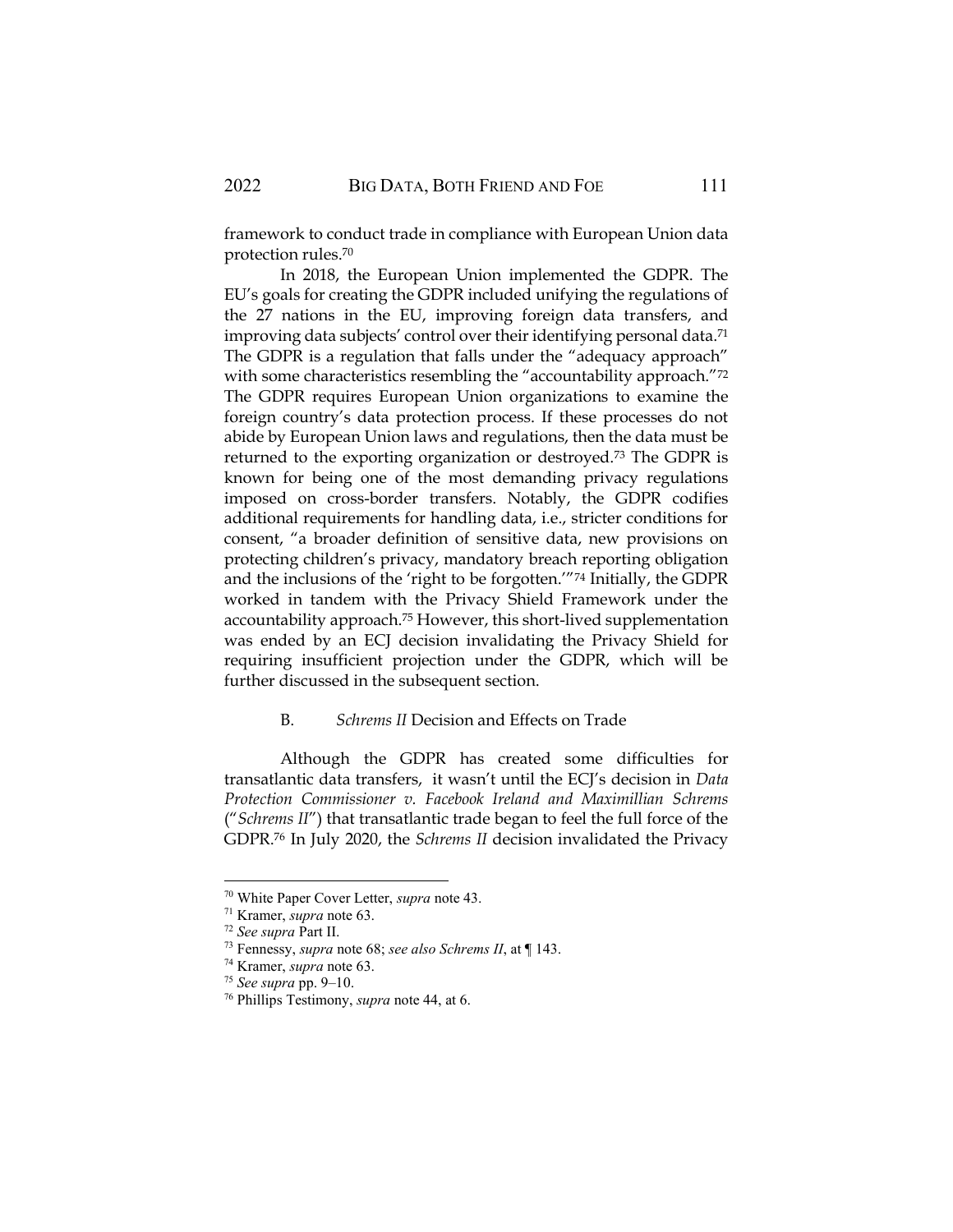framework to conduct trade in compliance with European Union data protection rules.[70]

In 2018, the European Union implemented the GDPR. The EU's goals for creating the GDPR included unifying the regulations of the 27 nations in the EU, improving foreign data transfers, and improving data subjects' control over their identifying personal data.[71] The GDPR is a regulation that falls under the "adequacy approach" with some characteristics resembling the "accountability approach."[72] The GDPR requires European Union organizations to examine the foreign country's data protection process. If these processes do not abide by European Union laws and regulations, then the data must be returned to the exporting organization or destroyed.[73] The GDPR is known for being one of the most demanding privacy regulations imposed on cross-border transfers. Notably, the GDPR codifies additional requirements for handling data, i.e., stricter conditions for consent, "a broader definition of sensitive data, new provisions on protecting children's privacy, mandatory breach reporting obligation and the inclusions of the 'right to be forgotten.'"[74] Initially, the GDPR worked in tandem with the Privacy Shield Framework under the accountability approach.[75] However, this short-lived supplementation was ended by an ECJ decision invalidating the Privacy Shield for requiring insufficient projection under the GDPR, which will be further discussed in the subsequent section.

### B. *Schrems II* Decision and Effects on Trade

Although the GDPR has created some difficulties for transatlantic data transfers, it wasn't until the ECJ's decision in *Data Protection Commissioner v. Facebook Ireland and Maximillian Schrems* ("*Schrems II*") that transatlantic trade began to feel the full force of the GDPR.[76] In July 2020, the *Schrems II* decision invalidated the Privacy

---

[70] White Paper Cover Letter, *supra* note 43.

[71] Kramer, *supra* note 63.

[72] *See supra* Part II.

[73] Fennessy, *supra* note 68; *see also Schrems II*, at ¶ 143.

[74] Kramer, *supra* note 63.

[75] *See supra* pp. 9–10.

[76] Phillips Testimony, *supra* note 44, at 6.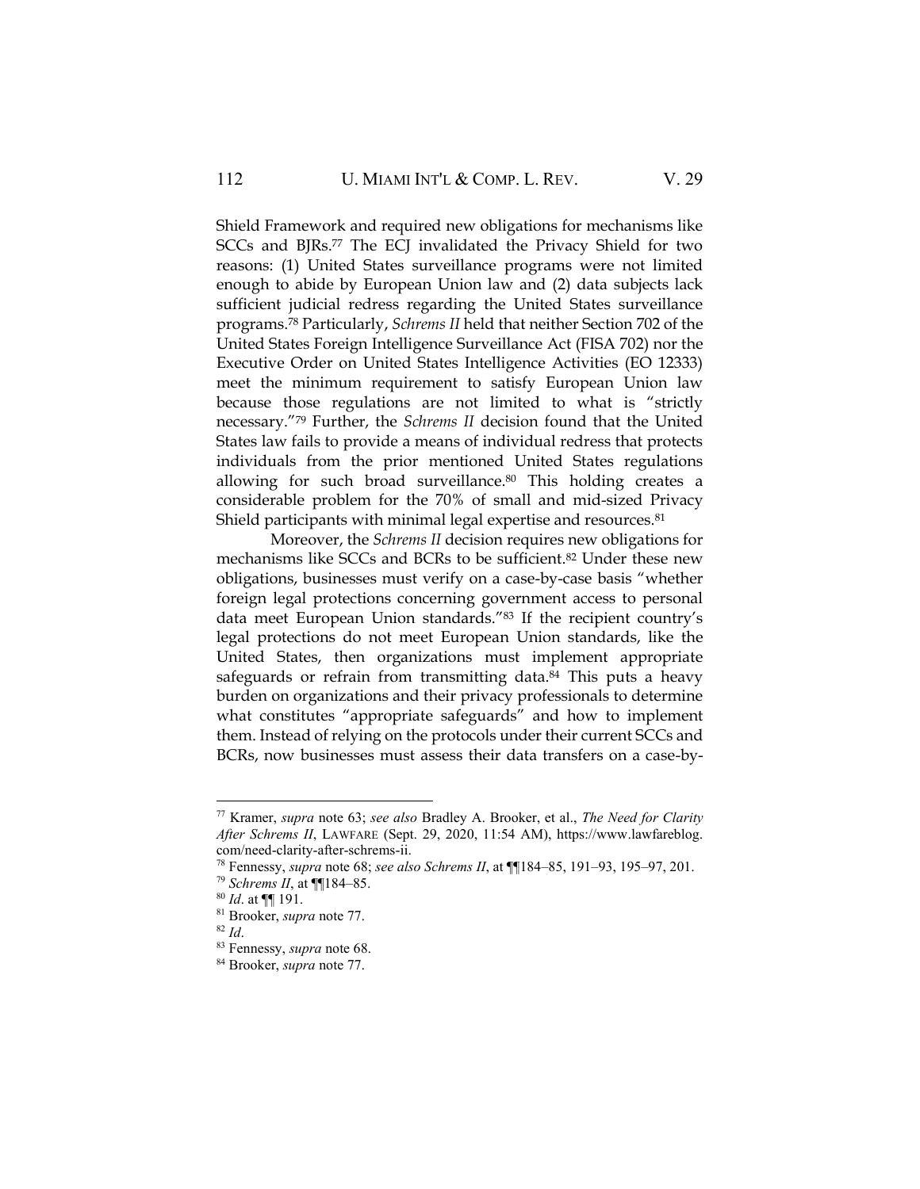Shield Framework and required new obligations for mechanisms like SCCs and BJRs.[77] The ECJ invalidated the Privacy Shield for two reasons: (1) United States surveillance programs were not limited enough to abide by European Union law and (2) data subjects lack sufficient judicial redress regarding the United States surveillance programs.[78] Particularly, *Schrems II* held that neither Section 702 of the United States Foreign Intelligence Surveillance Act (FISA 702) nor the Executive Order on United States Intelligence Activities (EO 12333) meet the minimum requirement to satisfy European Union law because those regulations are not limited to what is "strictly necessary."[79] Further, the *Schrems II* decision found that the United States law fails to provide a means of individual redress that protects individuals from the prior mentioned United States regulations allowing for such broad surveillance.[80] This holding creates a considerable problem for the 70% of small and mid-sized Privacy Shield participants with minimal legal expertise and resources.[81]

Moreover, the *Schrems II* decision requires new obligations for mechanisms like SCCs and BCRs to be sufficient.[82] Under these new obligations, businesses must verify on a case-by-case basis "whether foreign legal protections concerning government access to personal data meet European Union standards."[83] If the recipient country's legal protections do not meet European Union standards, like the United States, then organizations must implement appropriate safeguards or refrain from transmitting data.[84] This puts a heavy burden on organizations and their privacy professionals to determine what constitutes "appropriate safeguards" and how to implement them. Instead of relying on the protocols under their current SCCs and BCRs, now businesses must assess their data transfers on a case-by-

---

[77] Kramer, *supra* note 63; *see also* Bradley A. Brooker, et al., *The Need for Clarity After Schrems II*, LAWFARE (Sept. 29, 2020, 11:54 AM), https://www.lawfareblog.com/need-clarity-after-schrems-ii.

[78] Fennessy, *supra* note 68; *see also Schrems II*, at ¶¶184–85, 191–93, 195–97, 201.

[79] *Schrems II*, at ¶¶184–85.

[80] *Id*. at ¶¶ 191.

[81] Brooker, *supra* note 77.

[82] *Id*.

[83] Fennessy, *supra* note 68.

[84] Brooker, *supra* note 77.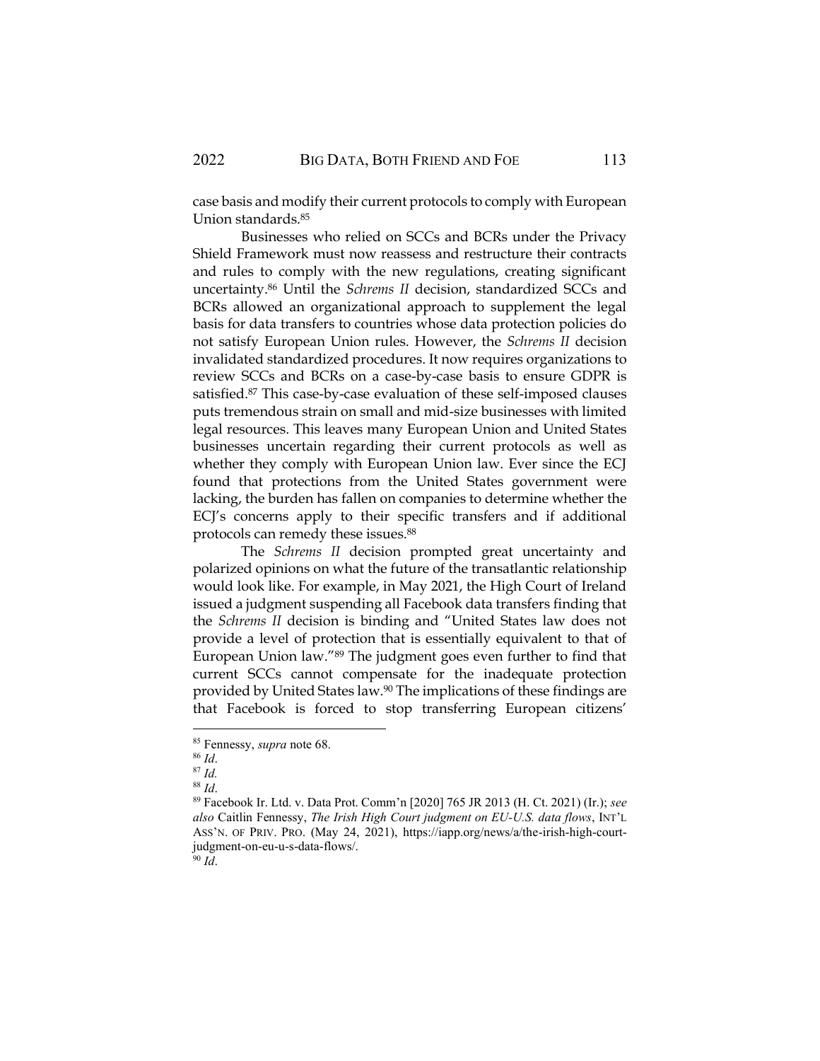case basis and modify their current protocols to comply with European Union standards.[85]

Businesses who relied on SCCs and BCRs under the Privacy Shield Framework must now reassess and restructure their contracts and rules to comply with the new regulations, creating significant uncertainty.[86] Until the *Schrems II* decision, standardized SCCs and BCRs allowed an organizational approach to supplement the legal basis for data transfers to countries whose data protection policies do not satisfy European Union rules. However, the *Schrems II* decision invalidated standardized procedures. It now requires organizations to review SCCs and BCRs on a case-by-case basis to ensure GDPR is satisfied.[87] This case-by-case evaluation of these self-imposed clauses puts tremendous strain on small and mid-size businesses with limited legal resources. This leaves many European Union and United States businesses uncertain regarding their current protocols as well as whether they comply with European Union law. Ever since the ECJ found that protections from the United States government were lacking, the burden has fallen on companies to determine whether the ECJ's concerns apply to their specific transfers and if additional protocols can remedy these issues.[88]

The *Schrems II* decision prompted great uncertainty and polarized opinions on what the future of the transatlantic relationship would look like. For example, in May 2021, the High Court of Ireland issued a judgment suspending all Facebook data transfers finding that the *Schrems II* decision is binding and "United States law does not provide a level of protection that is essentially equivalent to that of European Union law."[89] The judgment goes even further to find that current SCCs cannot compensate for the inadequate protection provided by United States law.[90] The implications of these findings are that Facebook is forced to stop transferring European citizens'

---

[85] Fennessy, *supra* note 68.

[86] *Id*.

[87] *Id.*

[88] *Id*.

[89] Facebook Ir. Ltd. v. Data Prot. Comm'n [2020] 765 JR 2013 (H. Ct. 2021) (Ir.); *see also* Caitlin Fennessy, *The Irish High Court judgment on EU-U.S. data flows*, INT'L ASS'N. OF PRIV. PRO. (May 24, 2021), https://iapp.org/news/a/the-irish-high-court-judgment-on-eu-u-s-data-flows/.

[90] *Id*.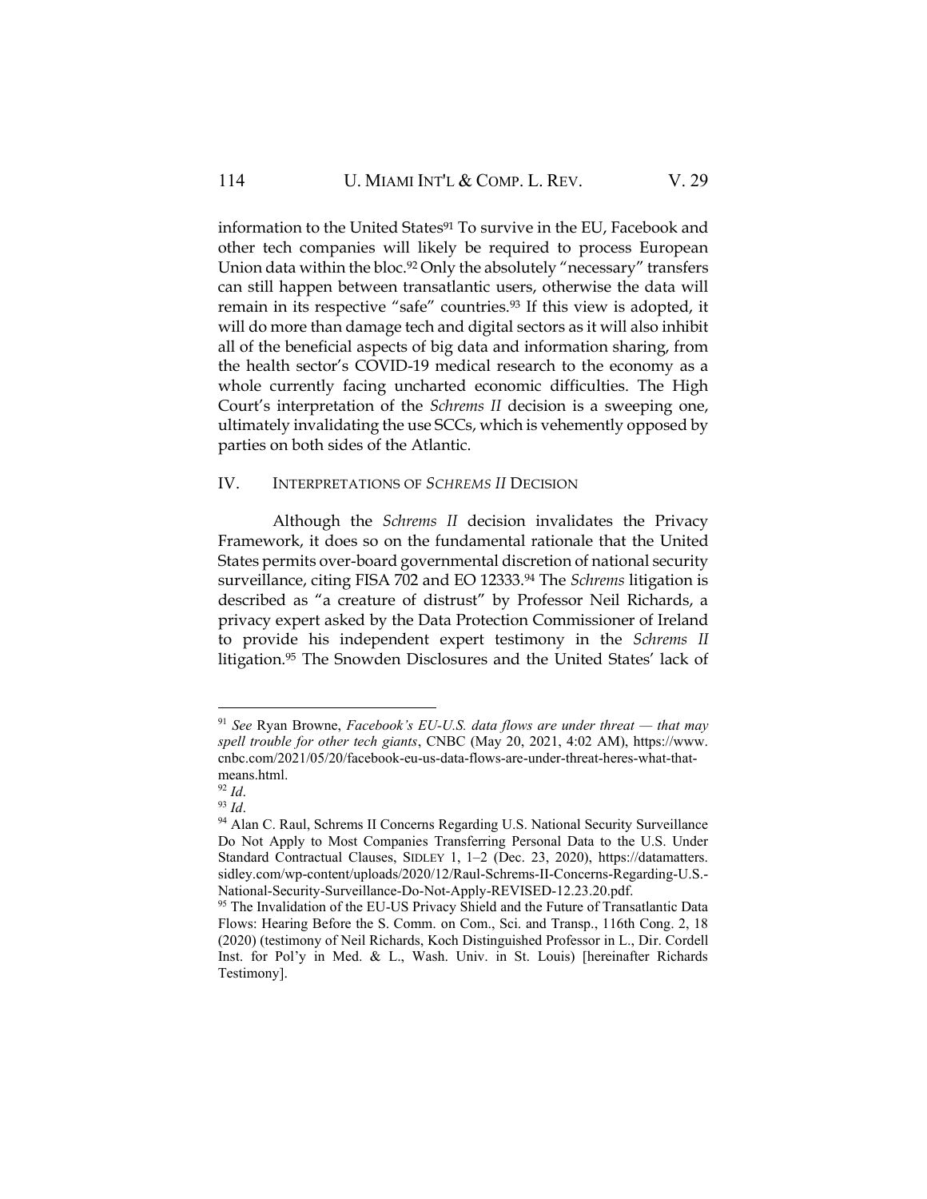information to the United States[91] To survive in the EU, Facebook and other tech companies will likely be required to process European Union data within the bloc.[92] Only the absolutely "necessary" transfers can still happen between transatlantic users, otherwise the data will remain in its respective "safe" countries.[93] If this view is adopted, it will do more than damage tech and digital sectors as it will also inhibit all of the beneficial aspects of big data and information sharing, from the health sector's COVID-19 medical research to the economy as a whole currently facing uncharted economic difficulties. The High Court's interpretation of the *Schrems II* decision is a sweeping one, ultimately invalidating the use SCCs, which is vehemently opposed by parties on both sides of the Atlantic.

## IV. INTERPRETATIONS OF *SCHREMS II* DECISION

Although the *Schrems II* decision invalidates the Privacy Framework, it does so on the fundamental rationale that the United States permits over-board governmental discretion of national security surveillance, citing FISA 702 and EO 12333.[94] The *Schrems* litigation is described as "a creature of distrust" by Professor Neil Richards, a privacy expert asked by the Data Protection Commissioner of Ireland to provide his independent expert testimony in the *Schrems II* litigation.[95] The Snowden Disclosures and the United States' lack of

---

[91] *See* Ryan Browne, *Facebook's EU-U.S. data flows are under threat — that may spell trouble for other tech giants*, CNBC (May 20, 2021, 4:02 AM), https://www.cnbc.com/2021/05/20/facebook-eu-us-data-flows-are-under-threat-heres-what-that-means.html.

[92] *Id*.

[93] *Id*.

[94] Alan C. Raul, Schrems II Concerns Regarding U.S. National Security Surveillance Do Not Apply to Most Companies Transferring Personal Data to the U.S. Under Standard Contractual Clauses, SIDLEY 1, 1–2 (Dec. 23, 2020), https://datamatters.sidley.com/wp-content/uploads/2020/12/Raul-Schrems-II-Concerns-Regarding-U.S.-National-Security-Surveillance-Do-Not-Apply-REVISED-12.23.20.pdf.

[95] The Invalidation of the EU-US Privacy Shield and the Future of Transatlantic Data Flows: Hearing Before the S. Comm. on Com., Sci. and Transp., 116th Cong. 2, 18 (2020) (testimony of Neil Richards, Koch Distinguished Professor in L., Dir. Cordell Inst. for Pol'y in Med. & L., Wash. Univ. in St. Louis) [hereinafter Richards Testimony].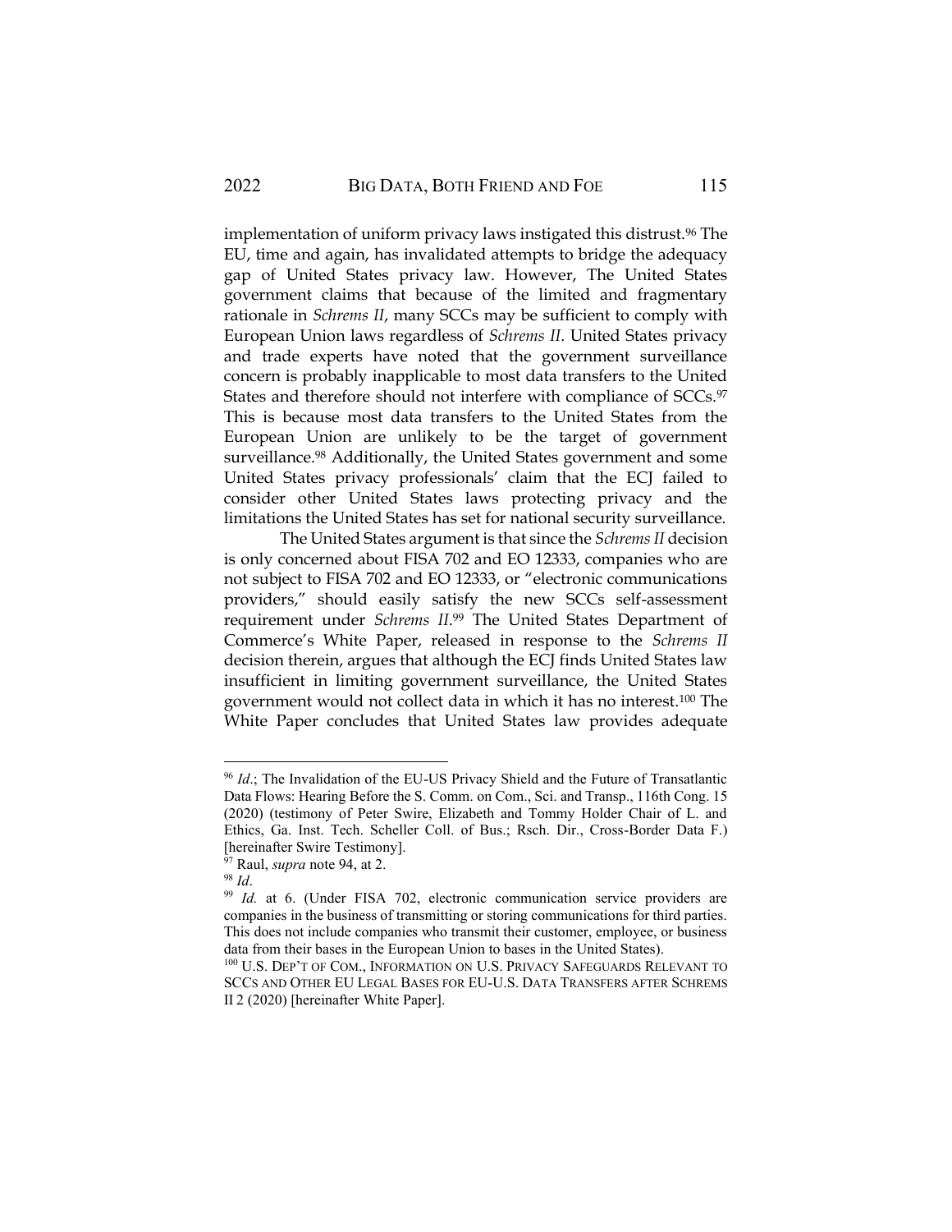implementation of uniform privacy laws instigated this distrust.[96] The EU, time and again, has invalidated attempts to bridge the adequacy gap of United States privacy law. However, The United States government claims that because of the limited and fragmentary rationale in *Schrems II*, many SCCs may be sufficient to comply with European Union laws regardless of *Schrems II*. United States privacy and trade experts have noted that the government surveillance concern is probably inapplicable to most data transfers to the United States and therefore should not interfere with compliance of SCCs.[97] This is because most data transfers to the United States from the European Union are unlikely to be the target of government surveillance.[98] Additionally, the United States government and some United States privacy professionals' claim that the ECJ failed to consider other United States laws protecting privacy and the limitations the United States has set for national security surveillance.

The United States argument is that since the *Schrems II* decision is only concerned about FISA 702 and EO 12333, companies who are not subject to FISA 702 and EO 12333, or "electronic communications providers," should easily satisfy the new SCCs self-assessment requirement under *Schrems II*.[99] The United States Department of Commerce's White Paper, released in response to the *Schrems II* decision therein, argues that although the ECJ finds United States law insufficient in limiting government surveillance, the United States government would not collect data in which it has no interest.[100] The White Paper concludes that United States law provides adequate

---

[96] *Id.*; The Invalidation of the EU-US Privacy Shield and the Future of Transatlantic Data Flows: Hearing Before the S. Comm. on Com., Sci. and Transp., 116th Cong. 15 (2020) (testimony of Peter Swire, Elizabeth and Tommy Holder Chair of L. and Ethics, Ga. Inst. Tech. Scheller Coll. of Bus.; Rsch. Dir., Cross-Border Data F.) [hereinafter Swire Testimony].

[97] Raul, *supra* note 94, at 2.

[98] *Id*.

[99] *Id.* at 6. (Under FISA 702, electronic communication service providers are companies in the business of transmitting or storing communications for third parties. This does not include companies who transmit their customer, employee, or business data from their bases in the European Union to bases in the United States).

[100] U.S. DEP'T OF COM., INFORMATION ON U.S. PRIVACY SAFEGUARDS RELEVANT TO SCCS AND OTHER EU LEGAL BASES FOR EU-U.S. DATA TRANSFERS AFTER SCHREMS II 2 (2020) [hereinafter White Paper].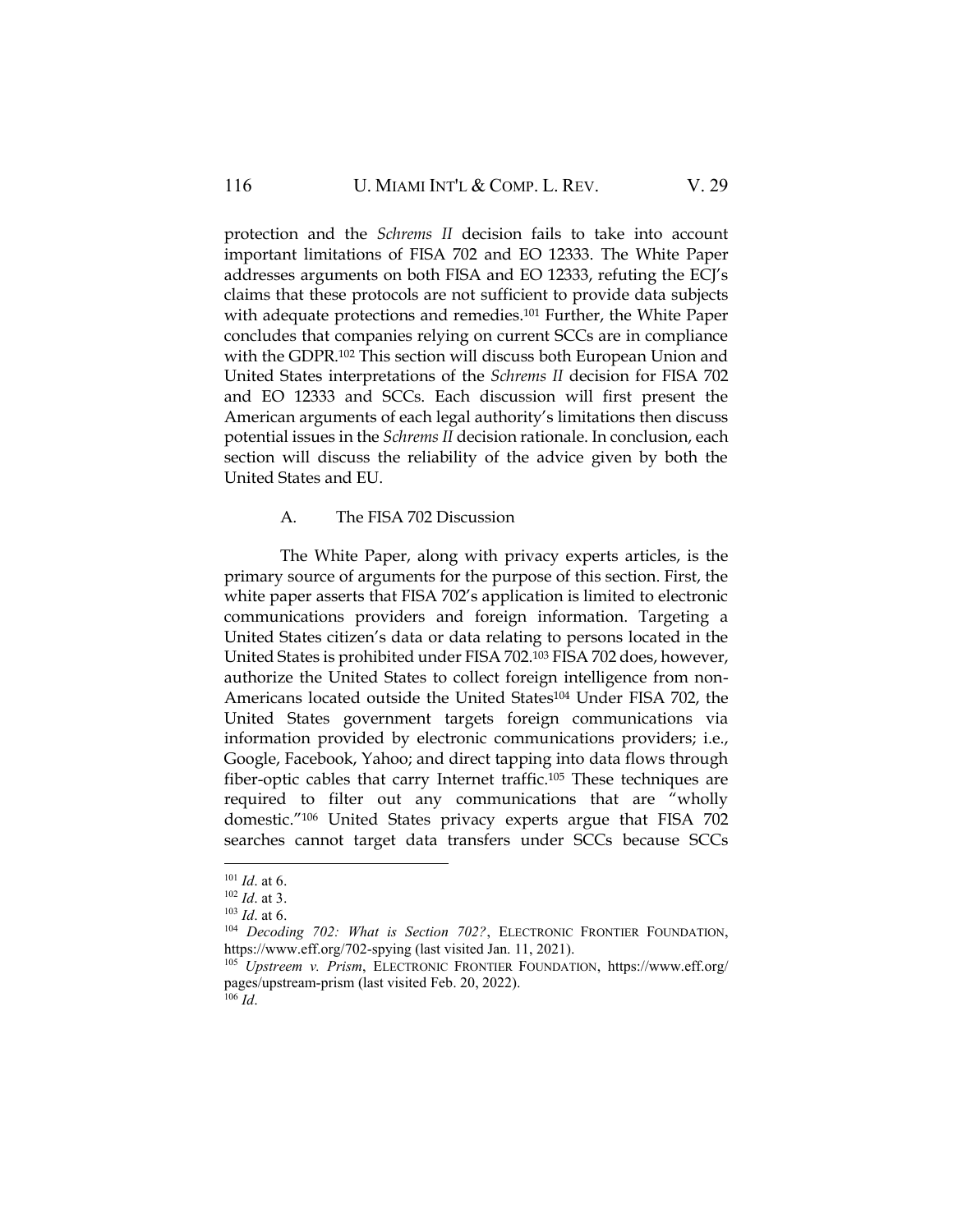protection and the *Schrems II* decision fails to take into account important limitations of FISA 702 and EO 12333. The White Paper addresses arguments on both FISA and EO 12333, refuting the ECJ's claims that these protocols are not sufficient to provide data subjects with adequate protections and remedies.[101] Further, the White Paper concludes that companies relying on current SCCs are in compliance with the GDPR.[102] This section will discuss both European Union and United States interpretations of the *Schrems II* decision for FISA 702 and EO 12333 and SCCs. Each discussion will first present the American arguments of each legal authority's limitations then discuss potential issues in the *Schrems II* decision rationale. In conclusion, each section will discuss the reliability of the advice given by both the United States and EU.

### A. The FISA 702 Discussion

The White Paper, along with privacy experts articles, is the primary source of arguments for the purpose of this section. First, the white paper asserts that FISA 702's application is limited to electronic communications providers and foreign information. Targeting a United States citizen's data or data relating to persons located in the United States is prohibited under FISA 702.[103] FISA 702 does, however, authorize the United States to collect foreign intelligence from non-Americans located outside the United States[104] Under FISA 702, the United States government targets foreign communications via information provided by electronic communications providers; i.e., Google, Facebook, Yahoo; and direct tapping into data flows through fiber-optic cables that carry Internet traffic.[105] These techniques are required to filter out any communications that are "wholly domestic."[106] United States privacy experts argue that FISA 702 searches cannot target data transfers under SCCs because SCCs

---

[101] *Id*. at 6.

[102] *Id*. at 3.

[103] *Id*. at 6.

[104] *Decoding 702: What is Section 702?*, ELECTRONIC FRONTIER FOUNDATION, https://www.eff.org/702-spying (last visited Jan. 11, 2021).

[105] *Upstreem v. Prism*, ELECTRONIC FRONTIER FOUNDATION, https://www.eff.org/pages/upstream-prism (last visited Feb. 20, 2022).

[106] *Id*.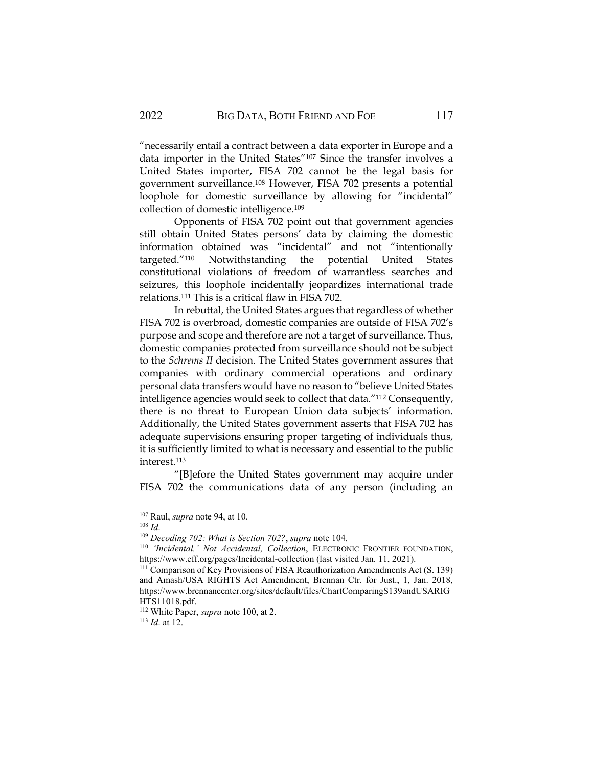"necessarily entail a contract between a data exporter in Europe and a data importer in the United States"[107] Since the transfer involves a United States importer, FISA 702 cannot be the legal basis for government surveillance.[108] However, FISA 702 presents a potential loophole for domestic surveillance by allowing for "incidental" collection of domestic intelligence.[109]

Opponents of FISA 702 point out that government agencies still obtain United States persons' data by claiming the domestic information obtained was "incidental" and not "intentionally targeted."[110] Notwithstanding the potential United States constitutional violations of freedom of warrantless searches and seizures, this loophole incidentally jeopardizes international trade relations.[111] This is a critical flaw in FISA 702.

In rebuttal, the United States argues that regardless of whether FISA 702 is overbroad, domestic companies are outside of FISA 702's purpose and scope and therefore are not a target of surveillance. Thus, domestic companies protected from surveillance should not be subject to the *Schrems II* decision. The United States government assures that companies with ordinary commercial operations and ordinary personal data transfers would have no reason to "believe United States intelligence agencies would seek to collect that data."[112] Consequently, there is no threat to European Union data subjects' information. Additionally, the United States government asserts that FISA 702 has adequate supervisions ensuring proper targeting of individuals thus, it is sufficiently limited to what is necessary and essential to the public interest.[113]

"[B]efore the United States government may acquire under FISA 702 the communications data of any person (including an

---

[107] Raul, *supra* note 94, at 10.

[108] *Id*.

[109] *Decoding 702: What is Section 702?*, *supra* note 104.

[110] *'Incidental,' Not Accidental, Collection*, ELECTRONIC FRONTIER FOUNDATION, https://www.eff.org/pages/Incidental-collection (last visited Jan. 11, 2021).

[111] Comparison of Key Provisions of FISA Reauthorization Amendments Act (S. 139) and Amash/USA RIGHTS Act Amendment, Brennan Ctr. for Just., 1, Jan. 2018, https://www.brennancenter.org/sites/default/files/ChartComparingS139andUSARIGHTS11018.pdf.

[112] White Paper, *supra* note 100, at 2.

[113] *Id*. at 12.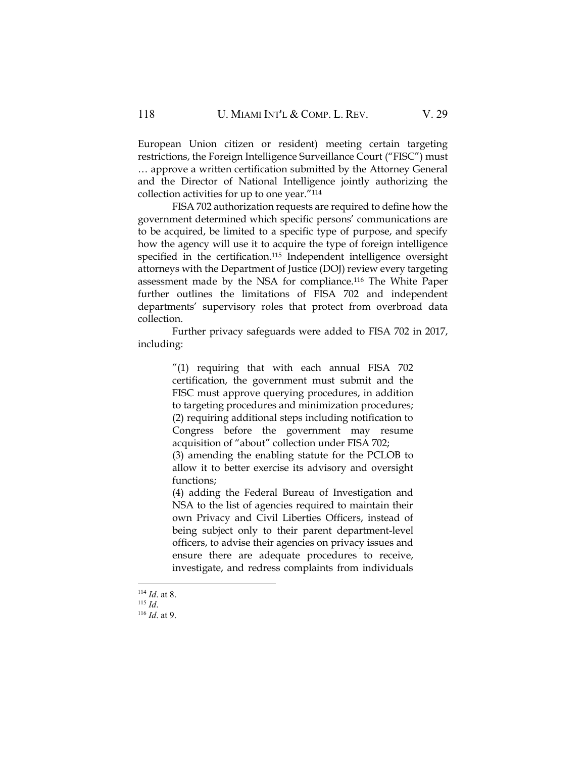European Union citizen or resident) meeting certain targeting restrictions, the Foreign Intelligence Surveillance Court ("FISC") must … approve a written certification submitted by the Attorney General and the Director of National Intelligence jointly authorizing the collection activities for up to one year."[114]

FISA 702 authorization requests are required to define how the government determined which specific persons' communications are to be acquired, be limited to a specific type of purpose, and specify how the agency will use it to acquire the type of foreign intelligence specified in the certification.[115] Independent intelligence oversight attorneys with the Department of Justice (DOJ) review every targeting assessment made by the NSA for compliance.[116] The White Paper further outlines the limitations of FISA 702 and independent departments' supervisory roles that protect from overbroad data collection.

Further privacy safeguards were added to FISA 702 in 2017, including:

> "(1) requiring that with each annual FISA 702 certification, the government must submit and the FISC must approve querying procedures, in addition to targeting procedures and minimization procedures;
> (2) requiring additional steps including notification to Congress before the government may resume acquisition of "about" collection under FISA 702;
> (3) amending the enabling statute for the PCLOB to allow it to better exercise its advisory and oversight functions;
> (4) adding the Federal Bureau of Investigation and NSA to the list of agencies required to maintain their own Privacy and Civil Liberties Officers, instead of being subject only to their parent department-level officers, to advise their agencies on privacy issues and ensure there are adequate procedures to receive, investigate, and redress complaints from individuals

---

[114] *Id*. at 8.
[115] *Id*.
[116] *Id*. at 9.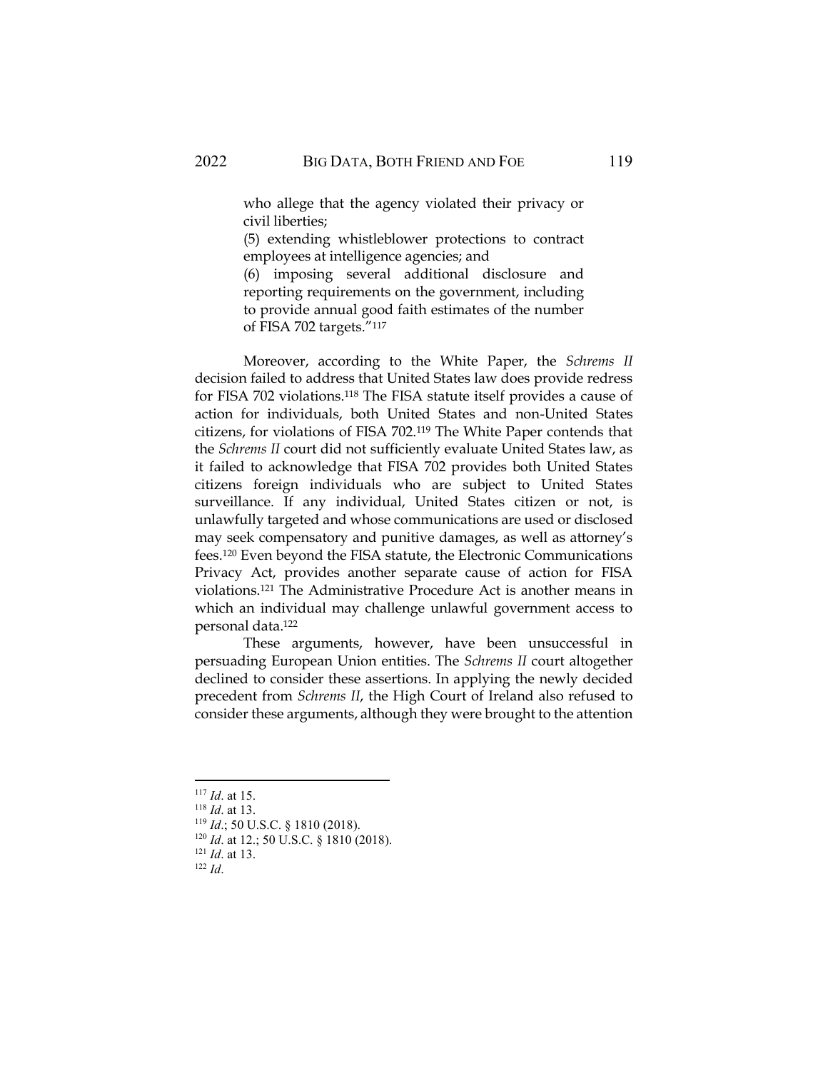> who allege that the agency violated their privacy or civil liberties;
> (5) extending whistleblower protections to contract employees at intelligence agencies; and
> (6) imposing several additional disclosure and reporting requirements on the government, including to provide annual good faith estimates of the number of FISA 702 targets."[117]

Moreover, according to the White Paper, the *Schrems II* decision failed to address that United States law does provide redress for FISA 702 violations.[118] The FISA statute itself provides a cause of action for individuals, both United States and non-United States citizens, for violations of FISA 702.[119] The White Paper contends that the *Schrems II* court did not sufficiently evaluate United States law, as it failed to acknowledge that FISA 702 provides both United States citizens foreign individuals who are subject to United States surveillance. If any individual, United States citizen or not, is unlawfully targeted and whose communications are used or disclosed may seek compensatory and punitive damages, as well as attorney's fees.[120] Even beyond the FISA statute, the Electronic Communications Privacy Act, provides another separate cause of action for FISA violations.[121] The Administrative Procedure Act is another means in which an individual may challenge unlawful government access to personal data.[122]

These arguments, however, have been unsuccessful in persuading European Union entities. The *Schrems II* court altogether declined to consider these assertions. In applying the newly decided precedent from *Schrems II*, the High Court of Ireland also refused to consider these arguments, although they were brought to the attention

---

[117] *Id*. at 15.

[118] *Id*. at 13.

[119] *Id*.; 50 U.S.C. § 1810 (2018).

[120] *Id*. at 12.; 50 U.S.C. § 1810 (2018).

[121] *Id*. at 13.

[122] *Id*.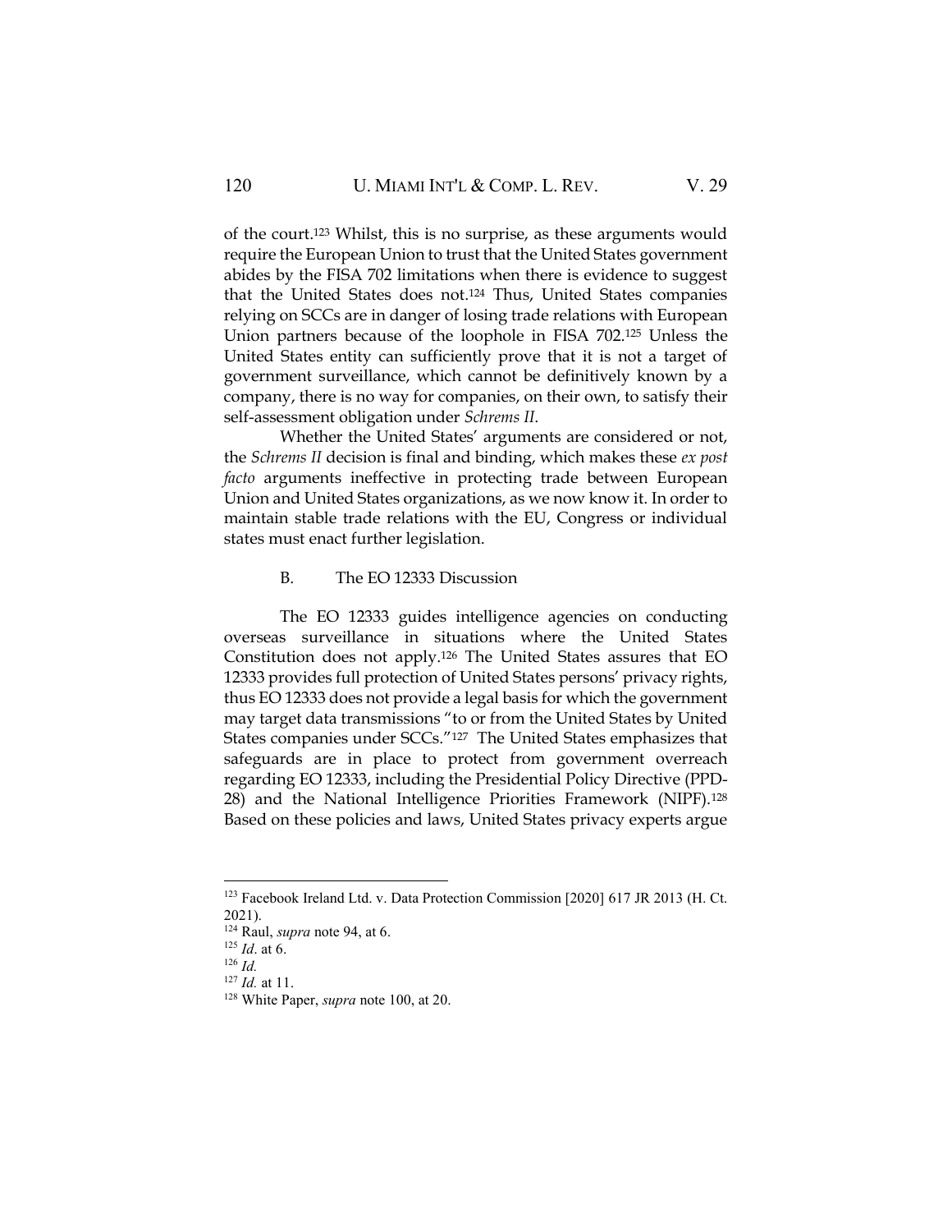of the court.[123] Whilst, this is no surprise, as these arguments would require the European Union to trust that the United States government abides by the FISA 702 limitations when there is evidence to suggest that the United States does not.[124] Thus, United States companies relying on SCCs are in danger of losing trade relations with European Union partners because of the loophole in FISA 702.[125] Unless the United States entity can sufficiently prove that it is not a target of government surveillance, which cannot be definitively known by a company, there is no way for companies, on their own, to satisfy their self-assessment obligation under *Schrems II*.

Whether the United States' arguments are considered or not, the *Schrems II* decision is final and binding, which makes these *ex post facto* arguments ineffective in protecting trade between European Union and United States organizations, as we now know it. In order to maintain stable trade relations with the EU, Congress or individual states must enact further legislation.

### B. The EO 12333 Discussion

The EO 12333 guides intelligence agencies on conducting overseas surveillance in situations where the United States Constitution does not apply.[126] The United States assures that EO 12333 provides full protection of United States persons' privacy rights, thus EO 12333 does not provide a legal basis for which the government may target data transmissions "to or from the United States by United States companies under SCCs."[127] The United States emphasizes that safeguards are in place to protect from government overreach regarding EO 12333, including the Presidential Policy Directive (PPD-28) and the National Intelligence Priorities Framework (NIPF).[128] Based on these policies and laws, United States privacy experts argue

---

[123] Facebook Ireland Ltd. v. Data Protection Commission [2020] 617 JR 2013 (H. Ct. 2021).

[124] Raul, *supra* note 94, at 6.

[125] *Id*. at 6.

[126] *Id.*

[127] *Id.* at 11.

[128] White Paper, *supra* note 100, at 20.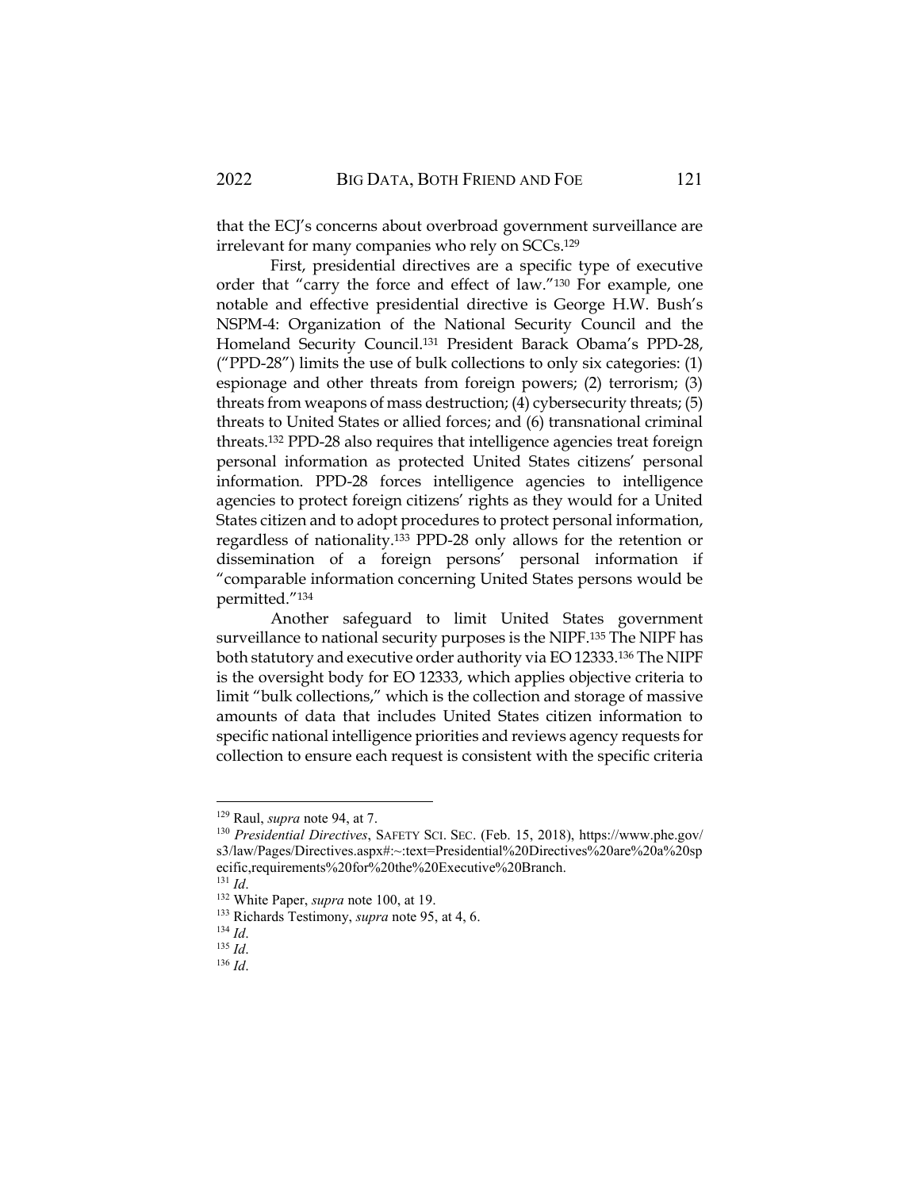that the ECJ's concerns about overbroad government surveillance are irrelevant for many companies who rely on SCCs.[129]

First, presidential directives are a specific type of executive order that "carry the force and effect of law."[130] For example, one notable and effective presidential directive is George H.W. Bush's NSPM-4: Organization of the National Security Council and the Homeland Security Council.[131] President Barack Obama's PPD-28, ("PPD-28") limits the use of bulk collections to only six categories: (1) espionage and other threats from foreign powers; (2) terrorism; (3) threats from weapons of mass destruction; (4) cybersecurity threats; (5) threats to United States or allied forces; and (6) transnational criminal threats.[132] PPD-28 also requires that intelligence agencies treat foreign personal information as protected United States citizens' personal information. PPD-28 forces intelligence agencies to intelligence agencies to protect foreign citizens' rights as they would for a United States citizen and to adopt procedures to protect personal information, regardless of nationality.[133] PPD-28 only allows for the retention or dissemination of a foreign persons' personal information if "comparable information concerning United States persons would be permitted."[134]

Another safeguard to limit United States government surveillance to national security purposes is the NIPF.[135] The NIPF has both statutory and executive order authority via EO 12333.[136] The NIPF is the oversight body for EO 12333, which applies objective criteria to limit "bulk collections," which is the collection and storage of massive amounts of data that includes United States citizen information to specific national intelligence priorities and reviews agency requests for collection to ensure each request is consistent with the specific criteria

---

[129] Raul, *supra* note 94, at 7.

[130] *Presidential Directives*, SAFETY SCI. SEC. (Feb. 15, 2018), https://www.phe.gov/s3/law/Pages/Directives.aspx#:~:text=Presidential%20Directives%20are%20a%20specific,requirements%20for%20the%20Executive%20Branch.

[131] *Id*.

[132] White Paper, *supra* note 100, at 19.

[133] Richards Testimony, *supra* note 95, at 4, 6.

[134] *Id*.

[135] *Id*.

[136] *Id*.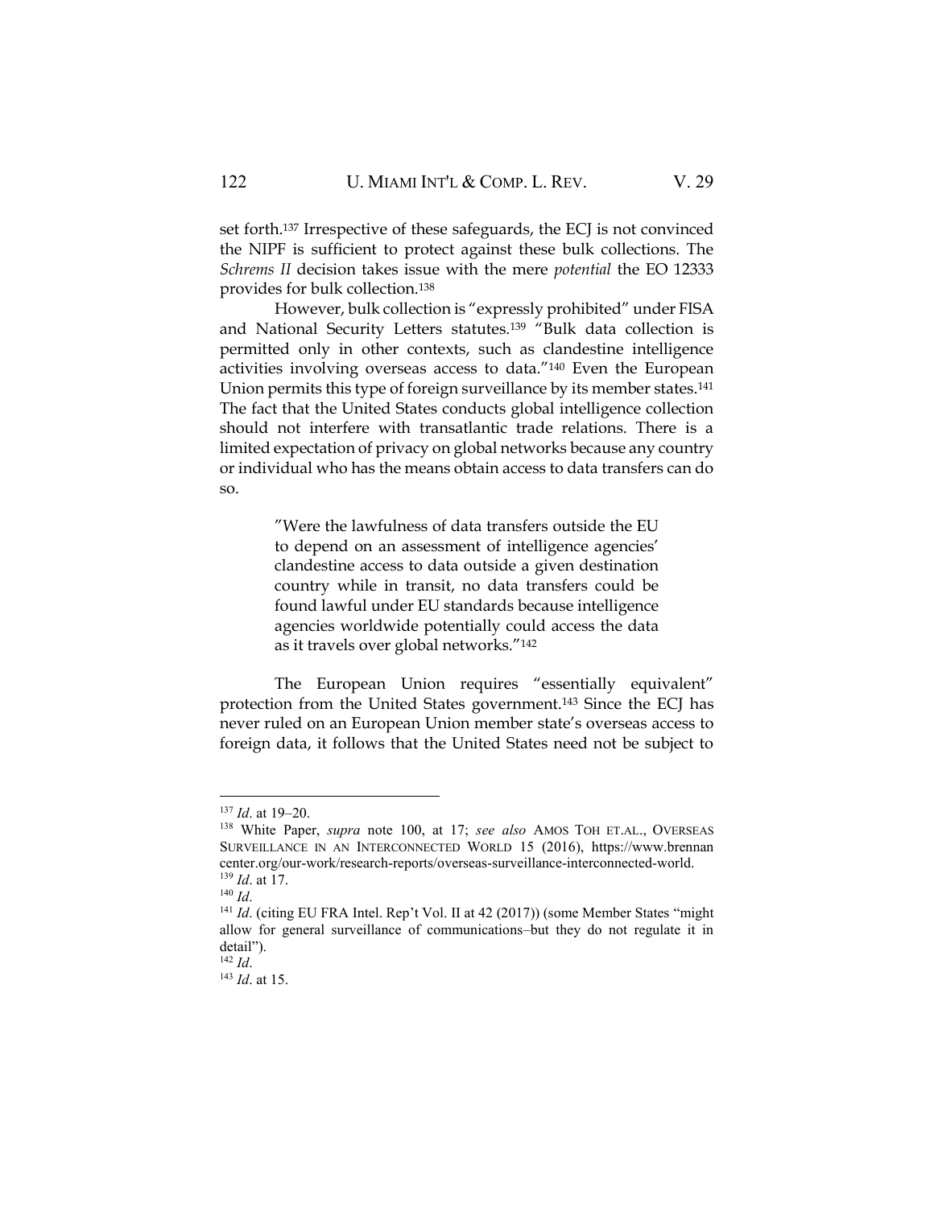set forth.[137] Irrespective of these safeguards, the ECJ is not convinced the NIPF is sufficient to protect against these bulk collections. The *Schrems II* decision takes issue with the mere *potential* the EO 12333 provides for bulk collection.[138]

However, bulk collection is "expressly prohibited" under FISA and National Security Letters statutes.[139] "Bulk data collection is permitted only in other contexts, such as clandestine intelligence activities involving overseas access to data."[140] Even the European Union permits this type of foreign surveillance by its member states.[141] The fact that the United States conducts global intelligence collection should not interfere with transatlantic trade relations. There is a limited expectation of privacy on global networks because any country or individual who has the means obtain access to data transfers can do so.

> "Were the lawfulness of data transfers outside the EU to depend on an assessment of intelligence agencies' clandestine access to data outside a given destination country while in transit, no data transfers could be found lawful under EU standards because intelligence agencies worldwide potentially could access the data as it travels over global networks."[142]

The European Union requires "essentially equivalent" protection from the United States government.[143] Since the ECJ has never ruled on an European Union member state's overseas access to foreign data, it follows that the United States need not be subject to

---

[137] *Id*. at 19–20.

[138] White Paper, *supra* note 100, at 17; *see also* AMOS TOH ET.AL., OVERSEAS SURVEILLANCE IN AN INTERCONNECTED WORLD 15 (2016), https://www.brennancenter.org/our-work/research-reports/overseas-surveillance-interconnected-world.

[139] *Id*. at 17.

[140] *Id*.

[141] *Id*. (citing EU FRA Intel. Rep't Vol. II at 42 (2017)) (some Member States "might allow for general surveillance of communications–but they do not regulate it in detail").

[142] *Id*.

[143] *Id*. at 15.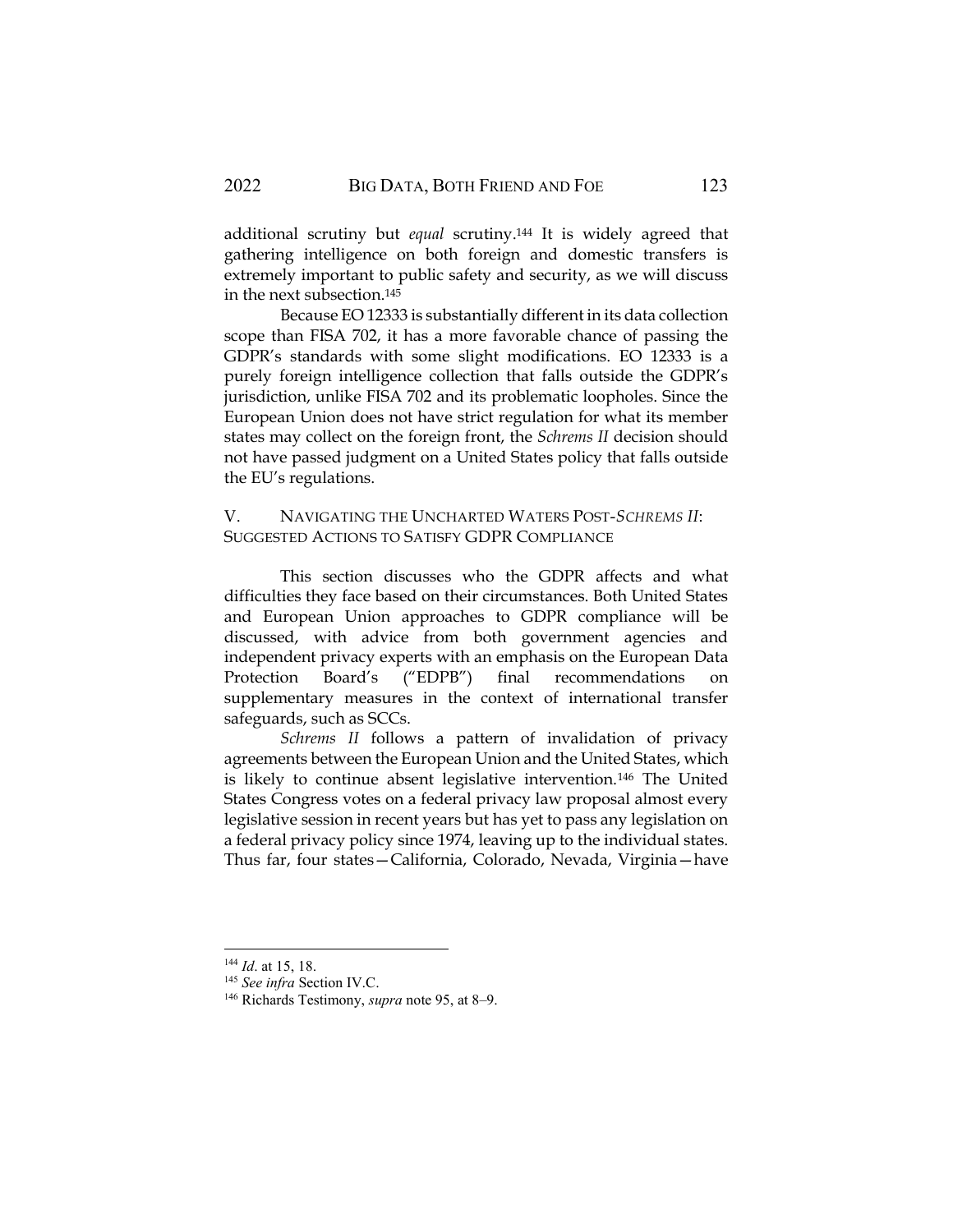additional scrutiny but *equal* scrutiny.[144] It is widely agreed that gathering intelligence on both foreign and domestic transfers is extremely important to public safety and security, as we will discuss in the next subsection.[145]

Because EO 12333 is substantially different in its data collection scope than FISA 702, it has a more favorable chance of passing the GDPR's standards with some slight modifications. EO 12333 is a purely foreign intelligence collection that falls outside the GDPR's jurisdiction, unlike FISA 702 and its problematic loopholes. Since the European Union does not have strict regulation for what its member states may collect on the foreign front, the *Schrems II* decision should not have passed judgment on a United States policy that falls outside the EU's regulations.

## V. Navigating the Uncharted Waters Post-*Schrems II*: Suggested Actions to Satisfy GDPR Compliance

This section discusses who the GDPR affects and what difficulties they face based on their circumstances. Both United States and European Union approaches to GDPR compliance will be discussed, with advice from both government agencies and independent privacy experts with an emphasis on the European Data Protection Board's ("EDPB") final recommendations on supplementary measures in the context of international transfer safeguards, such as SCCs.

*Schrems II* follows a pattern of invalidation of privacy agreements between the European Union and the United States, which is likely to continue absent legislative intervention.[146] The United States Congress votes on a federal privacy law proposal almost every legislative session in recent years but has yet to pass any legislation on a federal privacy policy since 1974, leaving up to the individual states. Thus far, four states—California, Colorado, Nevada, Virginia—have

---

[144] *Id*. at 15, 18.

[145] *See infra* Section IV.C.

[146] Richards Testimony, *supra* note 95, at 8–9.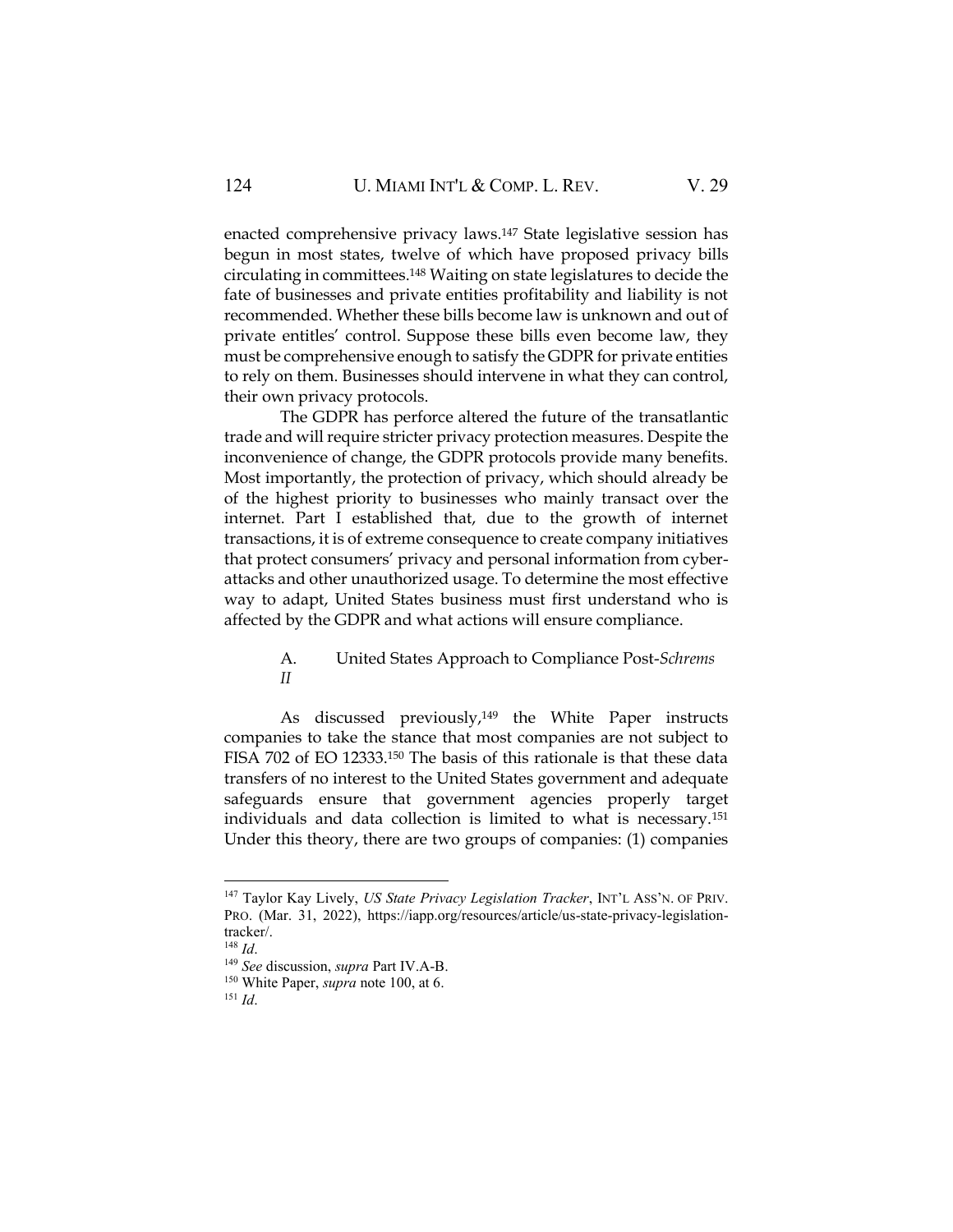enacted comprehensive privacy laws.[147] State legislative session has begun in most states, twelve of which have proposed privacy bills circulating in committees.[148] Waiting on state legislatures to decide the fate of businesses and private entities profitability and liability is not recommended. Whether these bills become law is unknown and out of private entitles' control. Suppose these bills even become law, they must be comprehensive enough to satisfy the GDPR for private entities to rely on them. Businesses should intervene in what they can control, their own privacy protocols.

The GDPR has perforce altered the future of the transatlantic trade and will require stricter privacy protection measures. Despite the inconvenience of change, the GDPR protocols provide many benefits. Most importantly, the protection of privacy, which should already be of the highest priority to businesses who mainly transact over the internet. Part I established that, due to the growth of internet transactions, it is of extreme consequence to create company initiatives that protect consumers' privacy and personal information from cyber-attacks and other unauthorized usage. To determine the most effective way to adapt, United States business must first understand who is affected by the GDPR and what actions will ensure compliance.

### A. United States Approach to Compliance Post-*Schrems II*

As discussed previously,[149] the White Paper instructs companies to take the stance that most companies are not subject to FISA 702 of EO 12333.[150] The basis of this rationale is that these data transfers of no interest to the United States government and adequate safeguards ensure that government agencies properly target individuals and data collection is limited to what is necessary.[151] Under this theory, there are two groups of companies: (1) companies

---

[147] Taylor Kay Lively, *US State Privacy Legislation Tracker*, INT'L ASS'N. OF PRIV. PRO. (Mar. 31, 2022), https://iapp.org/resources/article/us-state-privacy-legislation-tracker/.

[148] *Id*.

[149] *See* discussion, *supra* Part IV.A-B.

[150] White Paper, *supra* note 100, at 6.

[151] *Id*.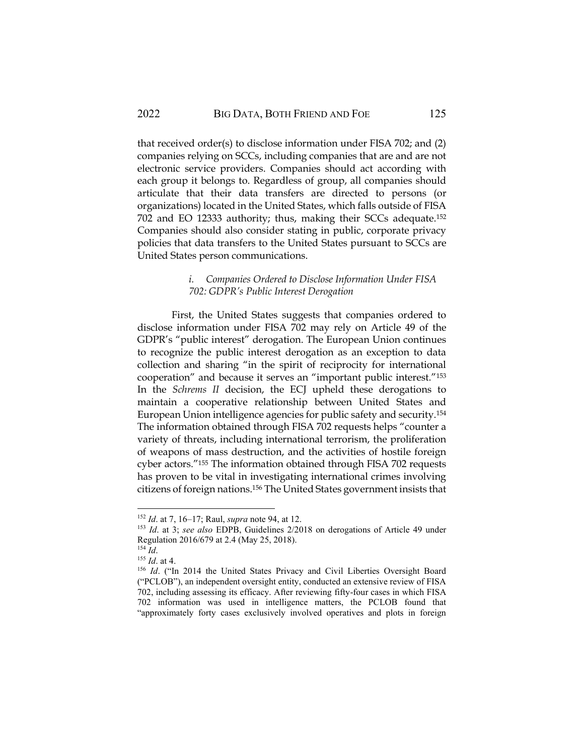that received order(s) to disclose information under FISA 702; and (2) companies relying on SCCs, including companies that are and are not electronic service providers. Companies should act according with each group it belongs to. Regardless of group, all companies should articulate that their data transfers are directed to persons (or organizations) located in the United States, which falls outside of FISA 702 and EO 12333 authority; thus, making their SCCs adequate.[152] Companies should also consider stating in public, corporate privacy policies that data transfers to the United States pursuant to SCCs are United States person communications.

### i. *Companies Ordered to Disclose Information Under FISA 702: GDPR's Public Interest Derogation*

First, the United States suggests that companies ordered to disclose information under FISA 702 may rely on Article 49 of the GDPR's "public interest" derogation. The European Union continues to recognize the public interest derogation as an exception to data collection and sharing "in the spirit of reciprocity for international cooperation" and because it serves an "important public interest."[153] In the *Schrems II* decision, the ECJ upheld these derogations to maintain a cooperative relationship between United States and European Union intelligence agencies for public safety and security.[154] The information obtained through FISA 702 requests helps "counter a variety of threats, including international terrorism, the proliferation of weapons of mass destruction, and the activities of hostile foreign cyber actors."[155] The information obtained through FISA 702 requests has proven to be vital in investigating international crimes involving citizens of foreign nations.[156] The United States government insists that

---

[152] *Id*. at 7, 16–17; Raul, *supra* note 94, at 12.

[153] *Id*. at 3; *see also* EDPB, Guidelines 2/2018 on derogations of Article 49 under Regulation 2016/679 at 2.4 (May 25, 2018).

[154] *Id*.

[155] *Id*. at 4.

[156] *Id*. ("In 2014 the United States Privacy and Civil Liberties Oversight Board ("PCLOB"), an independent oversight entity, conducted an extensive review of FISA 702, including assessing its efficacy. After reviewing fifty-four cases in which FISA 702 information was used in intelligence matters, the PCLOB found that "approximately forty cases exclusively involved operatives and plots in foreign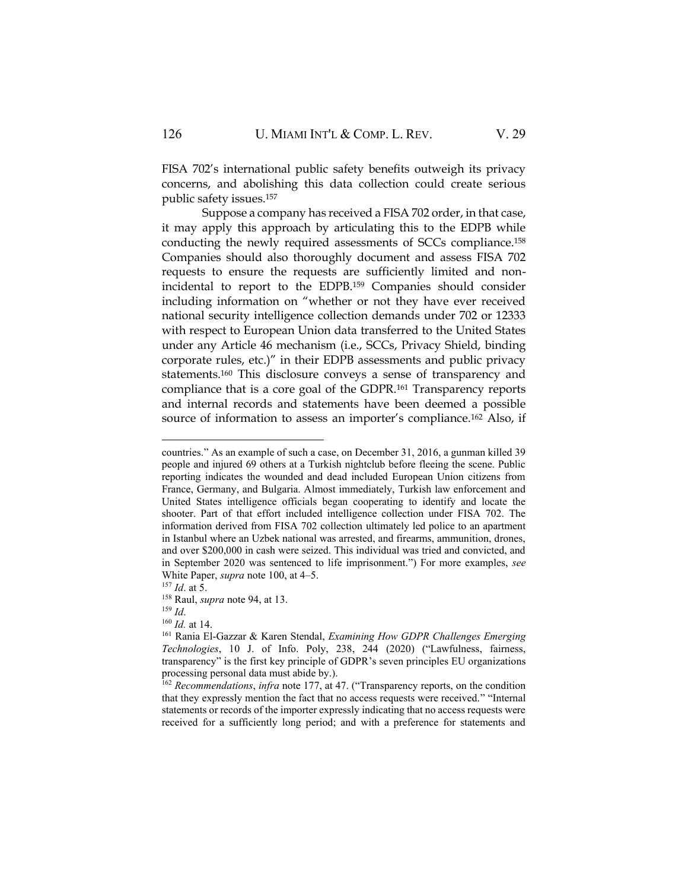FISA 702's international public safety benefits outweigh its privacy concerns, and abolishing this data collection could create serious public safety issues.[157]

Suppose a company has received a FISA 702 order, in that case, it may apply this approach by articulating this to the EDPB while conducting the newly required assessments of SCCs compliance.[158] Companies should also thoroughly document and assess FISA 702 requests to ensure the requests are sufficiently limited and non-incidental to report to the EDPB.[159] Companies should consider including information on "whether or not they have ever received national security intelligence collection demands under 702 or 12333 with respect to European Union data transferred to the United States under any Article 46 mechanism (i.e., SCCs, Privacy Shield, binding corporate rules, etc.)" in their EDPB assessments and public privacy statements.[160] This disclosure conveys a sense of transparency and compliance that is a core goal of the GDPR.[161] Transparency reports and internal records and statements have been deemed a possible source of information to assess an importer's compliance.[162] Also, if

---

countries." As an example of such a case, on December 31, 2016, a gunman killed 39 people and injured 69 others at a Turkish nightclub before fleeing the scene. Public reporting indicates the wounded and dead included European Union citizens from France, Germany, and Bulgaria. Almost immediately, Turkish law enforcement and United States intelligence officials began cooperating to identify and locate the shooter. Part of that effort included intelligence collection under FISA 702. The information derived from FISA 702 collection ultimately led police to an apartment in Istanbul where an Uzbek national was arrested, and firearms, ammunition, drones, and over $200,000 in cash were seized. This individual was tried and convicted, and in September 2020 was sentenced to life imprisonment.") For more examples, *see* White Paper, *supra* note 100, at 4–5.

[157] *Id*. at 5.

[158] Raul, *supra* note 94, at 13.

[159] *Id*.

[160] *Id.* at 14.

[161] Rania El-Gazzar & Karen Stendal, *Examining How GDPR Challenges Emerging Technologies*, 10 J. of Info. Poly, 238, 244 (2020) ("Lawfulness, fairness, transparency" is the first key principle of GDPR's seven principles EU organizations processing personal data must abide by.).

[162] *Recommendations*, *infra* note 177, at 47. ("Transparency reports, on the condition that they expressly mention the fact that no access requests were received." "Internal statements or records of the importer expressly indicating that no access requests were received for a sufficiently long period; and with a preference for statements and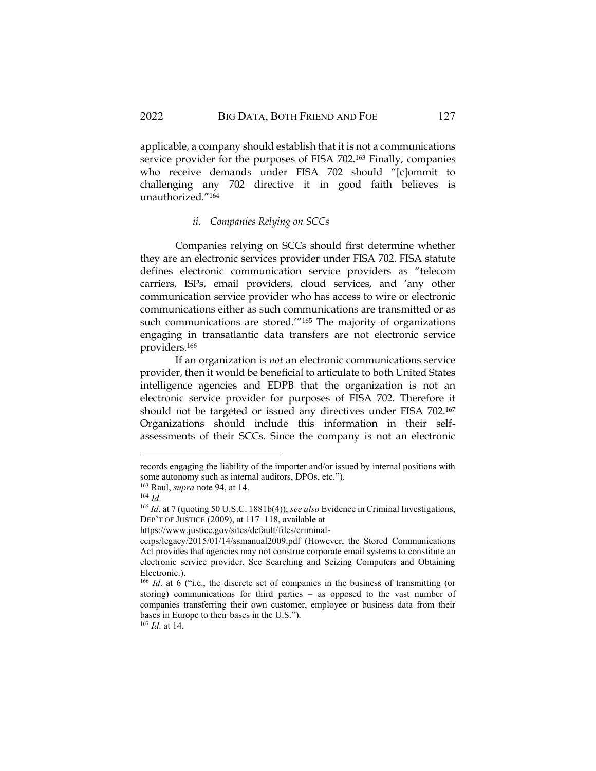applicable, a company should establish that it is not a communications service provider for the purposes of FISA 702.[163] Finally, companies who receive demands under FISA 702 should "[c]ommit to challenging any 702 directive it in good faith believes is unauthorized."[164]

#### *ii. Companies Relying on SCCs*

Companies relying on SCCs should first determine whether they are an electronic services provider under FISA 702. FISA statute defines electronic communication service providers as "telecom carriers, ISPs, email providers, cloud services, and 'any other communication service provider who has access to wire or electronic communications either as such communications are transmitted or as such communications are stored.'"[165] The majority of organizations engaging in transatlantic data transfers are not electronic service providers.[166]

If an organization is *not* an electronic communications service provider, then it would be beneficial to articulate to both United States intelligence agencies and EDPB that the organization is not an electronic service provider for purposes of FISA 702. Therefore it should not be targeted or issued any directives under FISA 702.[167] Organizations should include this information in their self-assessments of their SCCs. Since the company is not an electronic

---

records engaging the liability of the importer and/or issued by internal positions with some autonomy such as internal auditors, DPOs, etc.").

[163] Raul, *supra* note 94, at 14.

[164] *Id*.

[165] *Id*. at 7 (quoting 50 U.S.C. 1881b(4)); *see also* Evidence in Criminal Investigations, DEP'T OF JUSTICE (2009), at 117–118, available at https://www.justice.gov/sites/default/files/criminal-ccips/legacy/2015/01/14/ssmanual2009.pdf (However, the Stored Communications Act provides that agencies may not construe corporate email systems to constitute an electronic service provider. See Searching and Seizing Computers and Obtaining Electronic.).

[166] *Id*. at 6 ("i.e., the discrete set of companies in the business of transmitting (or storing) communications for third parties – as opposed to the vast number of companies transferring their own customer, employee or business data from their bases in Europe to their bases in the U.S.").

[167] *Id*. at 14.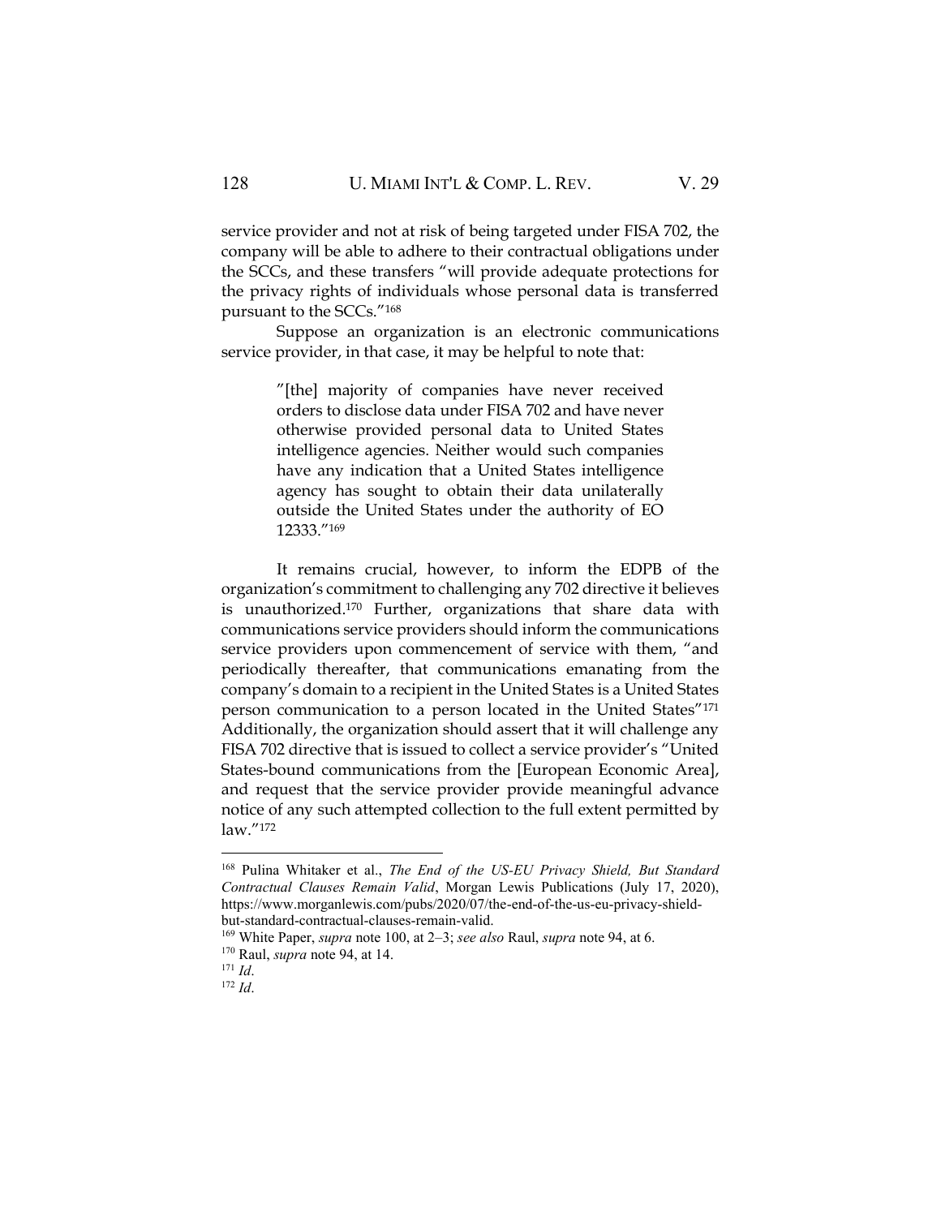service provider and not at risk of being targeted under FISA 702, the company will be able to adhere to their contractual obligations under the SCCs, and these transfers "will provide adequate protections for the privacy rights of individuals whose personal data is transferred pursuant to the SCCs."[168]

Suppose an organization is an electronic communications service provider, in that case, it may be helpful to note that:

> "[the] majority of companies have never received orders to disclose data under FISA 702 and have never otherwise provided personal data to United States intelligence agencies. Neither would such companies have any indication that a United States intelligence agency has sought to obtain their data unilaterally outside the United States under the authority of EO 12333."[169]

It remains crucial, however, to inform the EDPB of the organization's commitment to challenging any 702 directive it believes is unauthorized.[170] Further, organizations that share data with communications service providers should inform the communications service providers upon commencement of service with them, "and periodically thereafter, that communications emanating from the company's domain to a recipient in the United States is a United States person communication to a person located in the United States"[171] Additionally, the organization should assert that it will challenge any FISA 702 directive that is issued to collect a service provider's "United States-bound communications from the [European Economic Area], and request that the service provider provide meaningful advance notice of any such attempted collection to the full extent permitted by law."[172]

---

[168] Pulina Whitaker et al., *The End of the US-EU Privacy Shield, But Standard Contractual Clauses Remain Valid*, Morgan Lewis Publications (July 17, 2020), https://www.morganlewis.com/pubs/2020/07/the-end-of-the-us-eu-privacy-shield-but-standard-contractual-clauses-remain-valid.

[169] White Paper, *supra* note 100, at 2–3; *see also* Raul, *supra* note 94, at 6.

[170] Raul, *supra* note 94, at 14.

[171] *Id*.

[172] *Id*.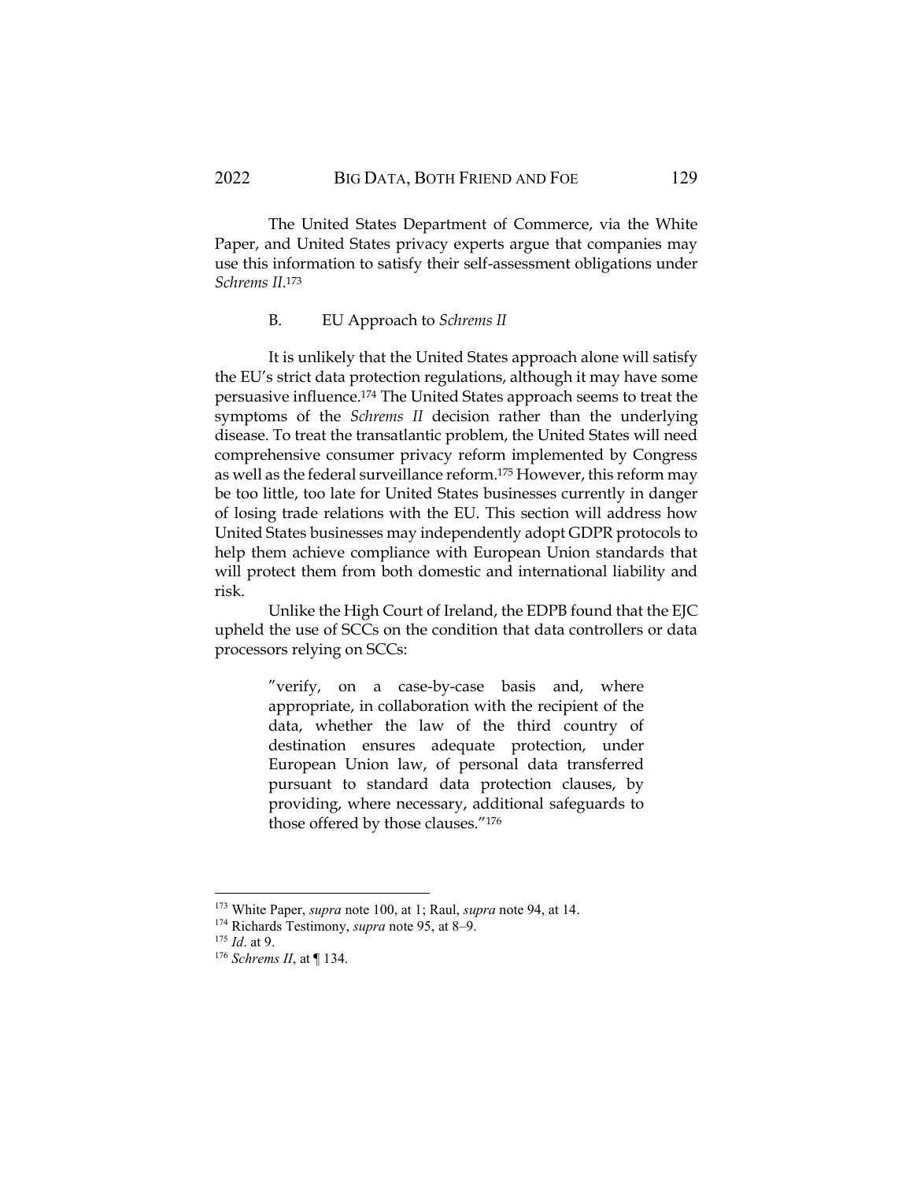The United States Department of Commerce, via the White Paper, and United States privacy experts argue that companies may use this information to satisfy their self-assessment obligations under *Schrems II*.[173]

### B. EU Approach to *Schrems II*

It is unlikely that the United States approach alone will satisfy the EU's strict data protection regulations, although it may have some persuasive influence.[174] The United States approach seems to treat the symptoms of the *Schrems II* decision rather than the underlying disease. To treat the transatlantic problem, the United States will need comprehensive consumer privacy reform implemented by Congress as well as the federal surveillance reform.[175] However, this reform may be too little, too late for United States businesses currently in danger of losing trade relations with the EU. This section will address how United States businesses may independently adopt GDPR protocols to help them achieve compliance with European Union standards that will protect them from both domestic and international liability and risk.

Unlike the High Court of Ireland, the EDPB found that the EJC upheld the use of SCCs on the condition that data controllers or data processors relying on SCCs:

> "verify, on a case-by-case basis and, where appropriate, in collaboration with the recipient of the data, whether the law of the third country of destination ensures adequate protection, under European Union law, of personal data transferred pursuant to standard data protection clauses, by providing, where necessary, additional safeguards to those offered by those clauses."[176]

---

[173] White Paper, *supra* note 100, at 1; Raul, *supra* note 94, at 14.

[174] Richards Testimony, *supra* note 95, at 8–9.

[175] *Id*. at 9.

[176] *Schrems II*, at ¶ 134.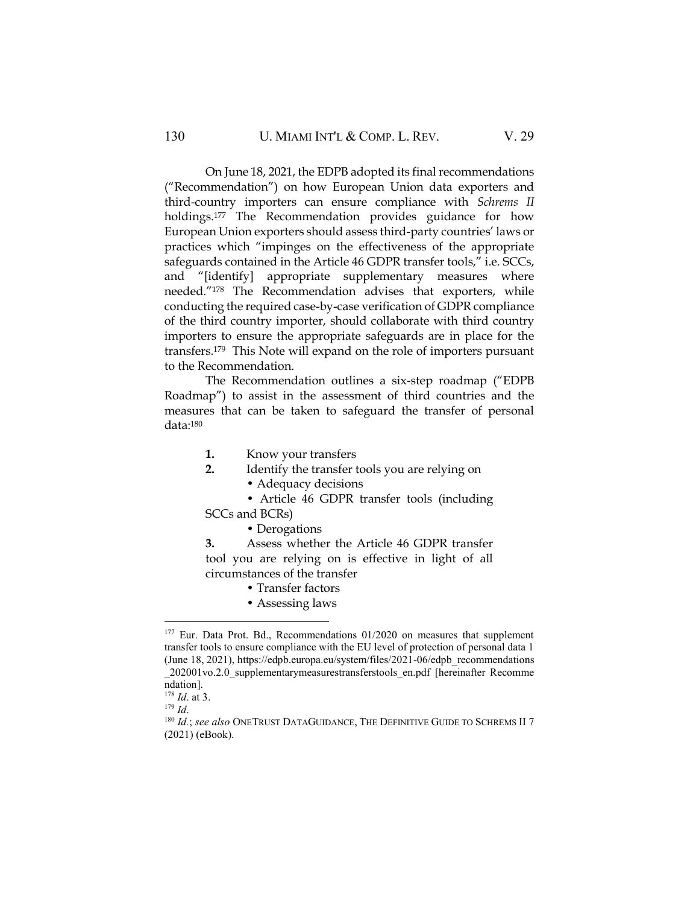On June 18, 2021, the EDPB adopted its final recommendations ("Recommendation") on how European Union data exporters and third-country importers can ensure compliance with *Schrems II* holdings.[177] The Recommendation provides guidance for how European Union exporters should assess third-party countries' laws or practices which "impinges on the effectiveness of the appropriate safeguards contained in the Article 46 GDPR transfer tools," i.e. SCCs, and "[identify] appropriate supplementary measures where needed."[178] The Recommendation advises that exporters, while conducting the required case-by-case verification of GDPR compliance of the third country importer, should collaborate with third country importers to ensure the appropriate safeguards are in place for the transfers.[179] This Note will expand on the role of importers pursuant to the Recommendation.

The Recommendation outlines a six-step roadmap ("EDPB Roadmap") to assist in the assessment of third countries and the measures that can be taken to safeguard the transfer of personal data:[180]

**1.** Know your transfers

**2.** Identify the transfer tools you are relying on

- Adequacy decisions
- Article 46 GDPR transfer tools (including SCCs and BCRs)
- Derogations

**3.** Assess whether the Article 46 GDPR transfer tool you are relying on is effective in light of all circumstances of the transfer

- Transfer factors
- Assessing laws

---

[177] Eur. Data Prot. Bd., Recommendations 01/2020 on measures that supplement transfer tools to ensure compliance with the EU level of protection of personal data 1 (June 18, 2021), https://edpb.europa.eu/system/files/2021-06/edpb_recommendations_202001vo.2.0_supplementarymeasurestransferstools_en.pdf [hereinafter Recommendation].

[178] *Id.* at 3.

[179] *Id.*

[180] *Id.*; *see also* ONETRUST DATAGUIDANCE, THE DEFINITIVE GUIDE TO SCHREMS II 7 (2021) (eBook).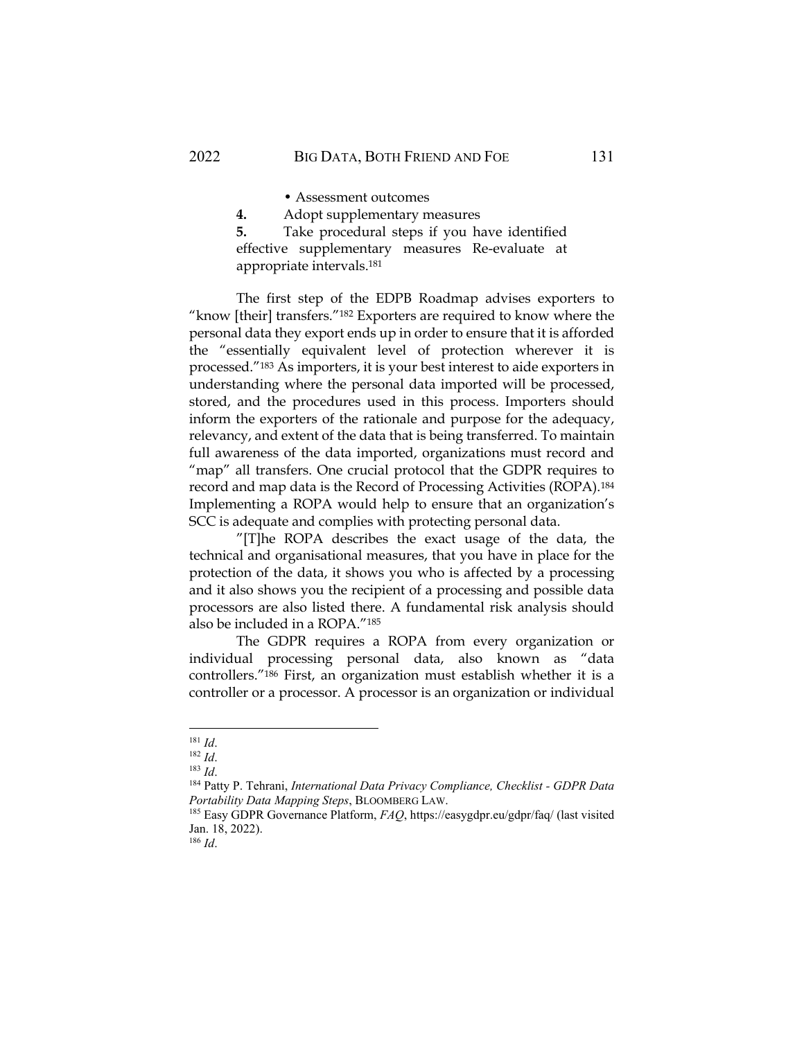• Assessment outcomes

**4.** Adopt supplementary measures

**5.** Take procedural steps if you have identified effective supplementary measures Re-evaluate at appropriate intervals.[181]

The first step of the EDPB Roadmap advises exporters to "know [their] transfers."[182] Exporters are required to know where the personal data they export ends up in order to ensure that it is afforded the "essentially equivalent level of protection wherever it is processed."[183] As importers, it is your best interest to aide exporters in understanding where the personal data imported will be processed, stored, and the procedures used in this process. Importers should inform the exporters of the rationale and purpose for the adequacy, relevancy, and extent of the data that is being transferred. To maintain full awareness of the data imported, organizations must record and "map" all transfers. One crucial protocol that the GDPR requires to record and map data is the Record of Processing Activities (ROPA).[184] Implementing a ROPA would help to ensure that an organization's SCC is adequate and complies with protecting personal data.

"[T]he ROPA describes the exact usage of the data, the technical and organisational measures, that you have in place for the protection of the data, it shows you who is affected by a processing and it also shows you the recipient of a processing and possible data processors are also listed there. A fundamental risk analysis should also be included in a ROPA."[185]

The GDPR requires a ROPA from every organization or individual processing personal data, also known as "data controllers."[186] First, an organization must establish whether it is a controller or a processor. A processor is an organization or individual

---

[181] *Id*.

[182] *Id*.

[183] *Id*.

[184] Patty P. Tehrani, *International Data Privacy Compliance, Checklist - GDPR Data Portability Data Mapping Steps*, BLOOMBERG LAW.

[185] Easy GDPR Governance Platform, *FAQ*, https://easygdpr.eu/gdpr/faq/ (last visited Jan. 18, 2022).

[186] *Id*.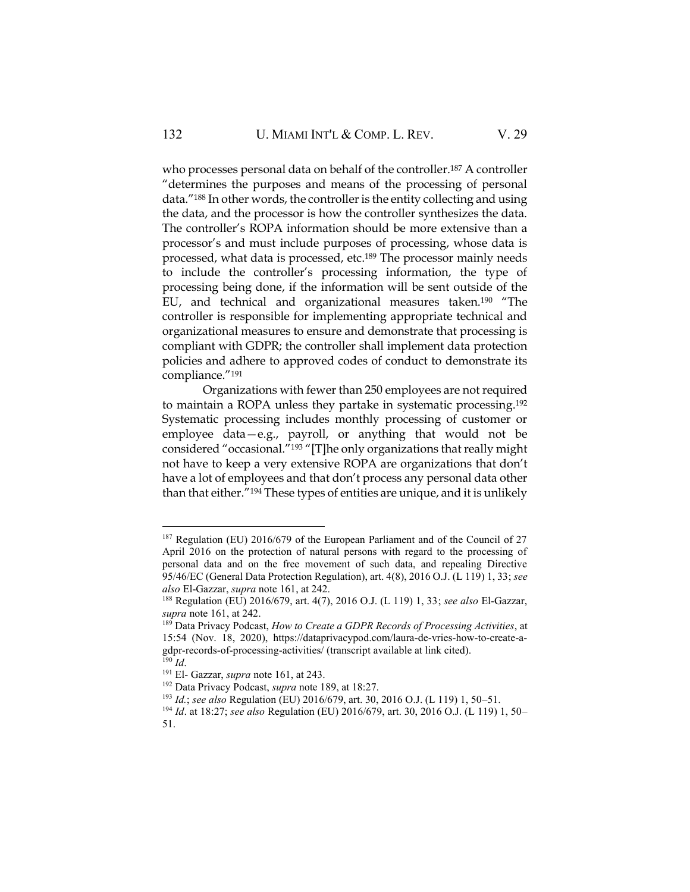who processes personal data on behalf of the controller.[187] A controller "determines the purposes and means of the processing of personal data."[188] In other words, the controller is the entity collecting and using the data, and the processor is how the controller synthesizes the data. The controller's ROPA information should be more extensive than a processor's and must include purposes of processing, whose data is processed, what data is processed, etc.[189] The processor mainly needs to include the controller's processing information, the type of processing being done, if the information will be sent outside of the EU, and technical and organizational measures taken.[190] "The controller is responsible for implementing appropriate technical and organizational measures to ensure and demonstrate that processing is compliant with GDPR; the controller shall implement data protection policies and adhere to approved codes of conduct to demonstrate its compliance."[191]

Organizations with fewer than 250 employees are not required to maintain a ROPA unless they partake in systematic processing.[192] Systematic processing includes monthly processing of customer or employee data—e.g., payroll, or anything that would not be considered "occasional."[193] "[T]he only organizations that really might not have to keep a very extensive ROPA are organizations that don't have a lot of employees and that don't process any personal data other than that either."[194] These types of entities are unique, and it is unlikely

---

[187] Regulation (EU) 2016/679 of the European Parliament and of the Council of 27 April 2016 on the protection of natural persons with regard to the processing of personal data and on the free movement of such data, and repealing Directive 95/46/EC (General Data Protection Regulation), art. 4(8), 2016 O.J. (L 119) 1, 33; *see also* El-Gazzar, *supra* note 161, at 242.

[188] Regulation (EU) 2016/679, art. 4(7), 2016 O.J. (L 119) 1, 33; *see also* El-Gazzar, *supra* note 161, at 242.

[189] Data Privacy Podcast, *How to Create a GDPR Records of Processing Activities*, at 15:54 (Nov. 18, 2020), https://dataprivacypod.com/laura-de-vries-how-to-create-a-gdpr-records-of-processing-activities/ (transcript available at link cited).

[190] *Id*.

[191] El- Gazzar, *supra* note 161, at 243.

[192] Data Privacy Podcast, *supra* note 189, at 18:27.

[193] *Id.*; *see also* Regulation (EU) 2016/679, art. 30, 2016 O.J. (L 119) 1, 50–51.

[194] *Id*. at 18:27; *see also* Regulation (EU) 2016/679, art. 30, 2016 O.J. (L 119) 1, 50–51.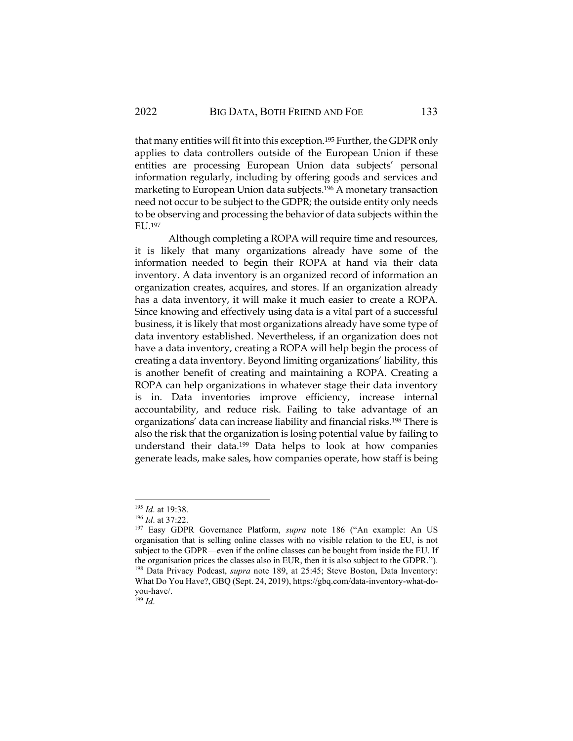that many entities will fit into this exception.[195] Further, the GDPR only applies to data controllers outside of the European Union if these entities are processing European Union data subjects' personal information regularly, including by offering goods and services and marketing to European Union data subjects.[196] A monetary transaction need not occur to be subject to the GDPR; the outside entity only needs to be observing and processing the behavior of data subjects within the EU.[197]

Although completing a ROPA will require time and resources, it is likely that many organizations already have some of the information needed to begin their ROPA at hand via their data inventory. A data inventory is an organized record of information an organization creates, acquires, and stores. If an organization already has a data inventory, it will make it much easier to create a ROPA. Since knowing and effectively using data is a vital part of a successful business, it is likely that most organizations already have some type of data inventory established. Nevertheless, if an organization does not have a data inventory, creating a ROPA will help begin the process of creating a data inventory. Beyond limiting organizations' liability, this is another benefit of creating and maintaining a ROPA. Creating a ROPA can help organizations in whatever stage their data inventory is in. Data inventories improve efficiency, increase internal accountability, and reduce risk. Failing to take advantage of an organizations' data can increase liability and financial risks.[198] There is also the risk that the organization is losing potential value by failing to understand their data.[199] Data helps to look at how companies generate leads, make sales, how companies operate, how staff is being

---

[195] *Id*. at 19:38.

[196] *Id*. at 37:22.

[197] Easy GDPR Governance Platform, *supra* note 186 ("An example: An US organisation that is selling online classes with no visible relation to the EU, is not subject to the GDPR—even if the online classes can be bought from inside the EU. If the organisation prices the classes also in EUR, then it is also subject to the GDPR.").

[198] Data Privacy Podcast, *supra* note 189, at 25:45; Steve Boston, Data Inventory: What Do You Have?, GBQ (Sept. 24, 2019), https://gbq.com/data-inventory-what-do-you-have/.

[199] *Id*.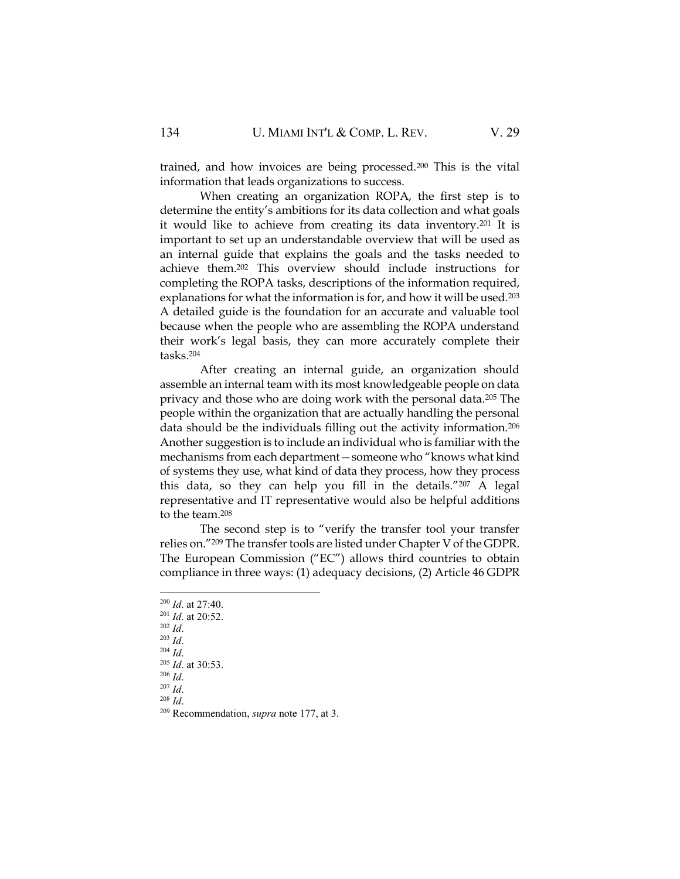trained, and how invoices are being processed.[200] This is the vital information that leads organizations to success.

When creating an organization ROPA, the first step is to determine the entity's ambitions for its data collection and what goals it would like to achieve from creating its data inventory.[201] It is important to set up an understandable overview that will be used as an internal guide that explains the goals and the tasks needed to achieve them.[202] This overview should include instructions for completing the ROPA tasks, descriptions of the information required, explanations for what the information is for, and how it will be used.[203] A detailed guide is the foundation for an accurate and valuable tool because when the people who are assembling the ROPA understand their work's legal basis, they can more accurately complete their tasks.[204]

After creating an internal guide, an organization should assemble an internal team with its most knowledgeable people on data privacy and those who are doing work with the personal data.[205] The people within the organization that are actually handling the personal data should be the individuals filling out the activity information.[206] Another suggestion is to include an individual who is familiar with the mechanisms from each department—someone who "knows what kind of systems they use, what kind of data they process, how they process this data, so they can help you fill in the details."[207] A legal representative and IT representative would also be helpful additions to the team.[208]

The second step is to "verify the transfer tool your transfer relies on."[209] The transfer tools are listed under Chapter V of the GDPR. The European Commission ("EC") allows third countries to obtain compliance in three ways: (1) adequacy decisions, (2) Article 46 GDPR

---

[200] *Id*. at 27:40.
[201] *Id*. at 20:52.
[202] *Id*.
[203] *Id*.
[204] *Id*.
[205] *Id*. at 30:53.
[206] *Id*.
[207] *Id*.
[208] *Id*.
[209] Recommendation, *supra* note 177, at 3.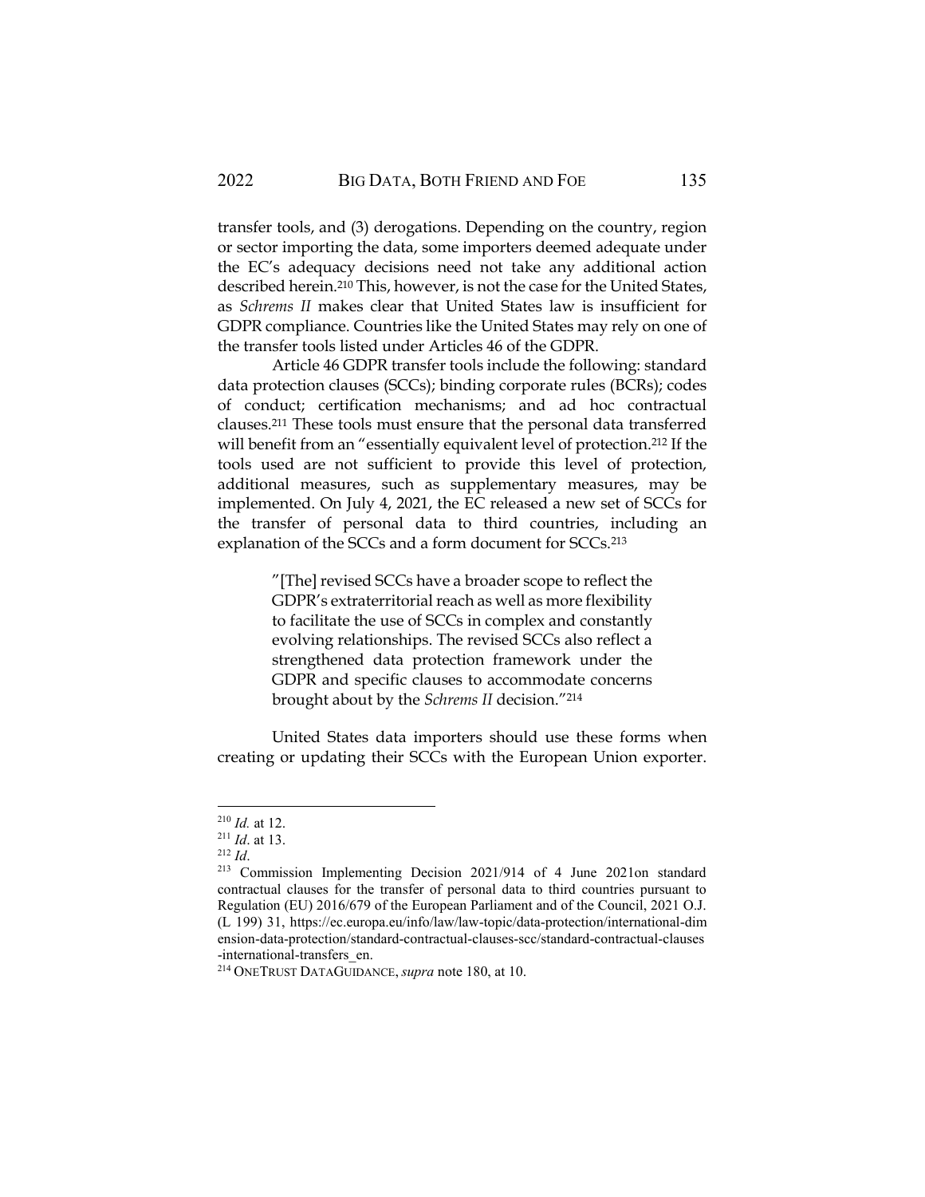transfer tools, and (3) derogations. Depending on the country, region or sector importing the data, some importers deemed adequate under the EC's adequacy decisions need not take any additional action described herein.[210] This, however, is not the case for the United States, as *Schrems II* makes clear that United States law is insufficient for GDPR compliance. Countries like the United States may rely on one of the transfer tools listed under Articles 46 of the GDPR.

Article 46 GDPR transfer tools include the following: standard data protection clauses (SCCs); binding corporate rules (BCRs); codes of conduct; certification mechanisms; and ad hoc contractual clauses.[211] These tools must ensure that the personal data transferred will benefit from an "essentially equivalent level of protection.[212] If the tools used are not sufficient to provide this level of protection, additional measures, such as supplementary measures, may be implemented. On July 4, 2021, the EC released a new set of SCCs for the transfer of personal data to third countries, including an explanation of the SCCs and a form document for SCCs.[213]

> "[The] revised SCCs have a broader scope to reflect the GDPR's extraterritorial reach as well as more flexibility to facilitate the use of SCCs in complex and constantly evolving relationships. The revised SCCs also reflect a strengthened data protection framework under the GDPR and specific clauses to accommodate concerns brought about by the *Schrems II* decision."[214]

United States data importers should use these forms when creating or updating their SCCs with the European Union exporter.

---

[210] *Id.* at 12.

[211] *Id*. at 13.

[212] *Id*.

[213] Commission Implementing Decision 2021/914 of 4 June 2021on standard contractual clauses for the transfer of personal data to third countries pursuant to Regulation (EU) 2016/679 of the European Parliament and of the Council, 2021 O.J. (L 199) 31, https://ec.europa.eu/info/law/law-topic/data-protection/international-dimension-data-protection/standard-contractual-clauses-scc/standard-contractual-clauses-international-transfers_en.

[214] ONETRUST DATAGUIDANCE, *supra* note 180, at 10.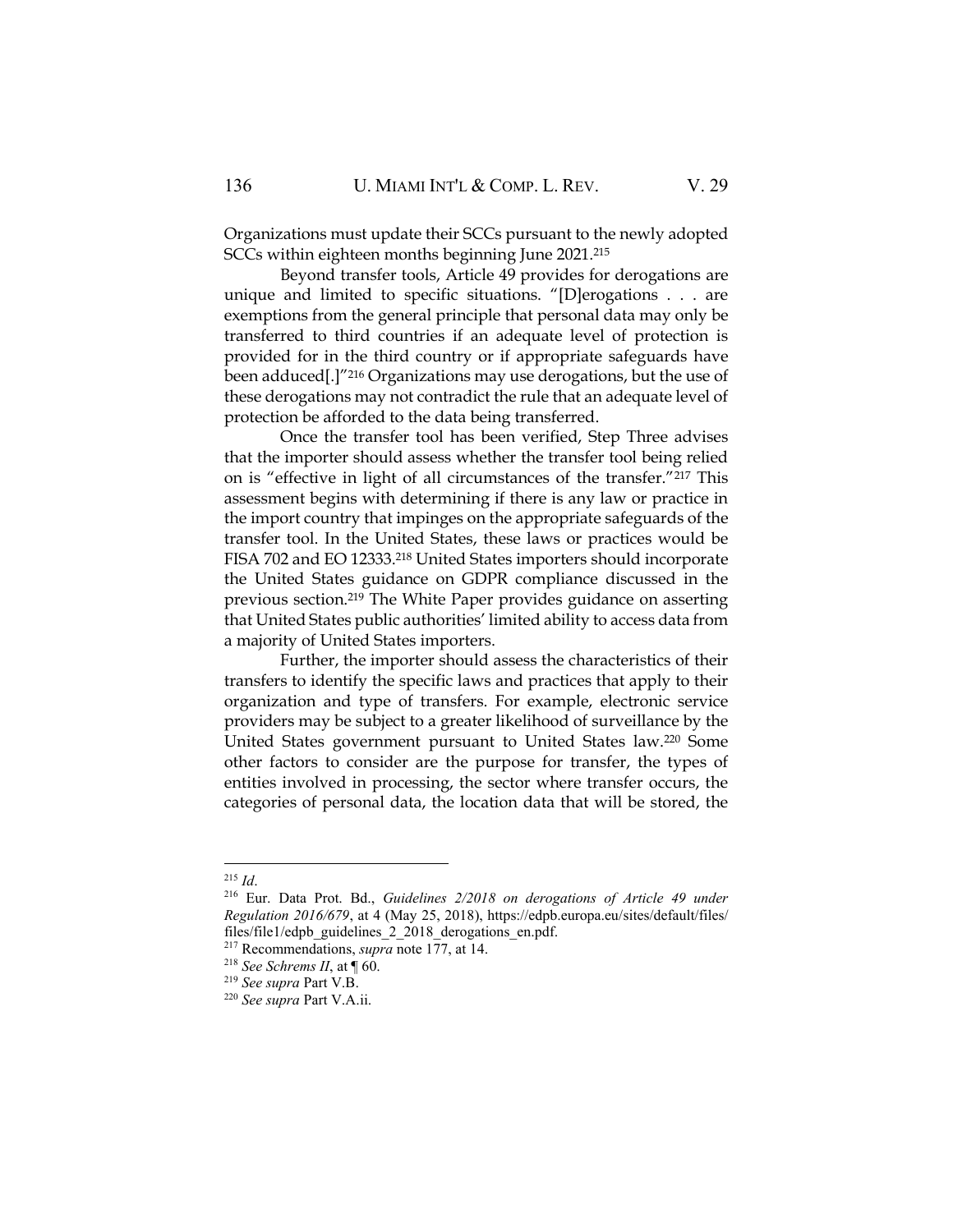Organizations must update their SCCs pursuant to the newly adopted SCCs within eighteen months beginning June 2021.[215]

Beyond transfer tools, Article 49 provides for derogations are unique and limited to specific situations. "[D]erogations . . . are exemptions from the general principle that personal data may only be transferred to third countries if an adequate level of protection is provided for in the third country or if appropriate safeguards have been adduced[.]"[216] Organizations may use derogations, but the use of these derogations may not contradict the rule that an adequate level of protection be afforded to the data being transferred.

Once the transfer tool has been verified, Step Three advises that the importer should assess whether the transfer tool being relied on is "effective in light of all circumstances of the transfer."[217] This assessment begins with determining if there is any law or practice in the import country that impinges on the appropriate safeguards of the transfer tool. In the United States, these laws or practices would be FISA 702 and EO 12333.[218] United States importers should incorporate the United States guidance on GDPR compliance discussed in the previous section.[219] The White Paper provides guidance on asserting that United States public authorities' limited ability to access data from a majority of United States importers.

Further, the importer should assess the characteristics of their transfers to identify the specific laws and practices that apply to their organization and type of transfers. For example, electronic service providers may be subject to a greater likelihood of surveillance by the United States government pursuant to United States law.[220] Some other factors to consider are the purpose for transfer, the types of entities involved in processing, the sector where transfer occurs, the categories of personal data, the location data that will be stored, the

---

[215] *Id*.

[216] Eur. Data Prot. Bd., *Guidelines 2/2018 on derogations of Article 49 under Regulation 2016/679*, at 4 (May 25, 2018), https://edpb.europa.eu/sites/default/files/files/file1/edpb_guidelines_2_2018_derogations_en.pdf.

[217] Recommendations, *supra* note 177, at 14.

[218] *See Schrems II*, at ¶ 60.

[219] *See supra* Part V.B.

[220] *See supra* Part V.A.ii.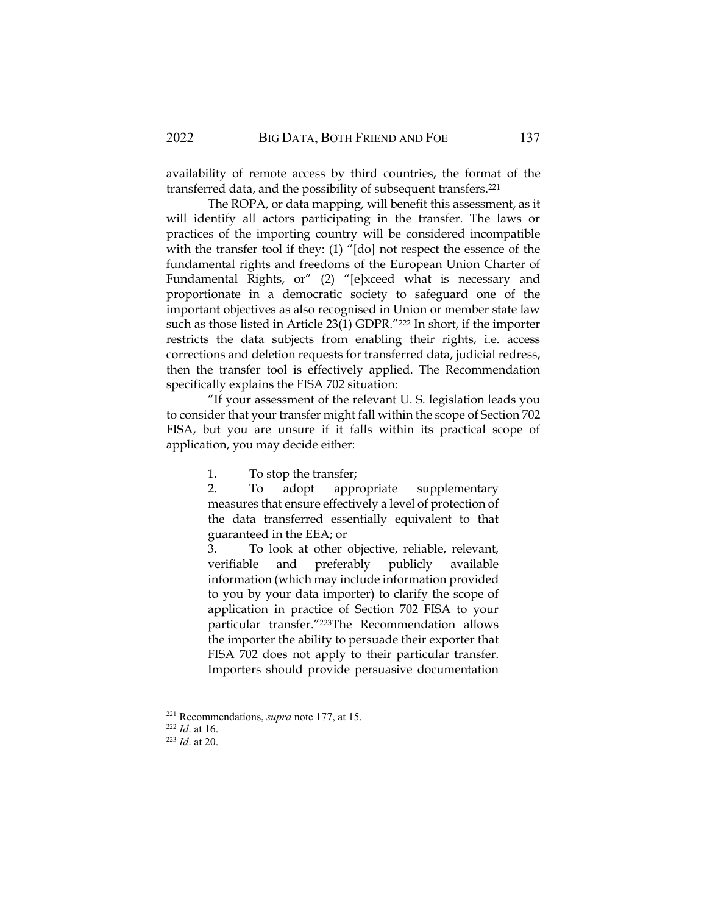availability of remote access by third countries, the format of the transferred data, and the possibility of subsequent transfers.[221]

The ROPA, or data mapping, will benefit this assessment, as it will identify all actors participating in the transfer. The laws or practices of the importing country will be considered incompatible with the transfer tool if they: (1) "[do] not respect the essence of the fundamental rights and freedoms of the European Union Charter of Fundamental Rights, or" (2) "[e]xceed what is necessary and proportionate in a democratic society to safeguard one of the important objectives as also recognised in Union or member state law such as those listed in Article 23(1) GDPR."[222] In short, if the importer restricts the data subjects from enabling their rights, i.e. access corrections and deletion requests for transferred data, judicial redress, then the transfer tool is effectively applied. The Recommendation specifically explains the FISA 702 situation:

"If your assessment of the relevant U. S. legislation leads you to consider that your transfer might fall within the scope of Section 702 FISA, but you are unsure if it falls within its practical scope of application, you may decide either:

> 1. To stop the transfer;
> 2. To adopt appropriate supplementary measures that ensure effectively a level of protection of the data transferred essentially equivalent to that guaranteed in the EEA; or
> 3. To look at other objective, reliable, relevant, verifiable and preferably publicly available information (which may include information provided to you by your data importer) to clarify the scope of application in practice of Section 702 FISA to your particular transfer."[223]The Recommendation allows the importer the ability to persuade their exporter that FISA 702 does not apply to their particular transfer. Importers should provide persuasive documentation

---

[221] Recommendations, *supra* note 177, at 15.

[222] *Id*. at 16.

[223] *Id*. at 20.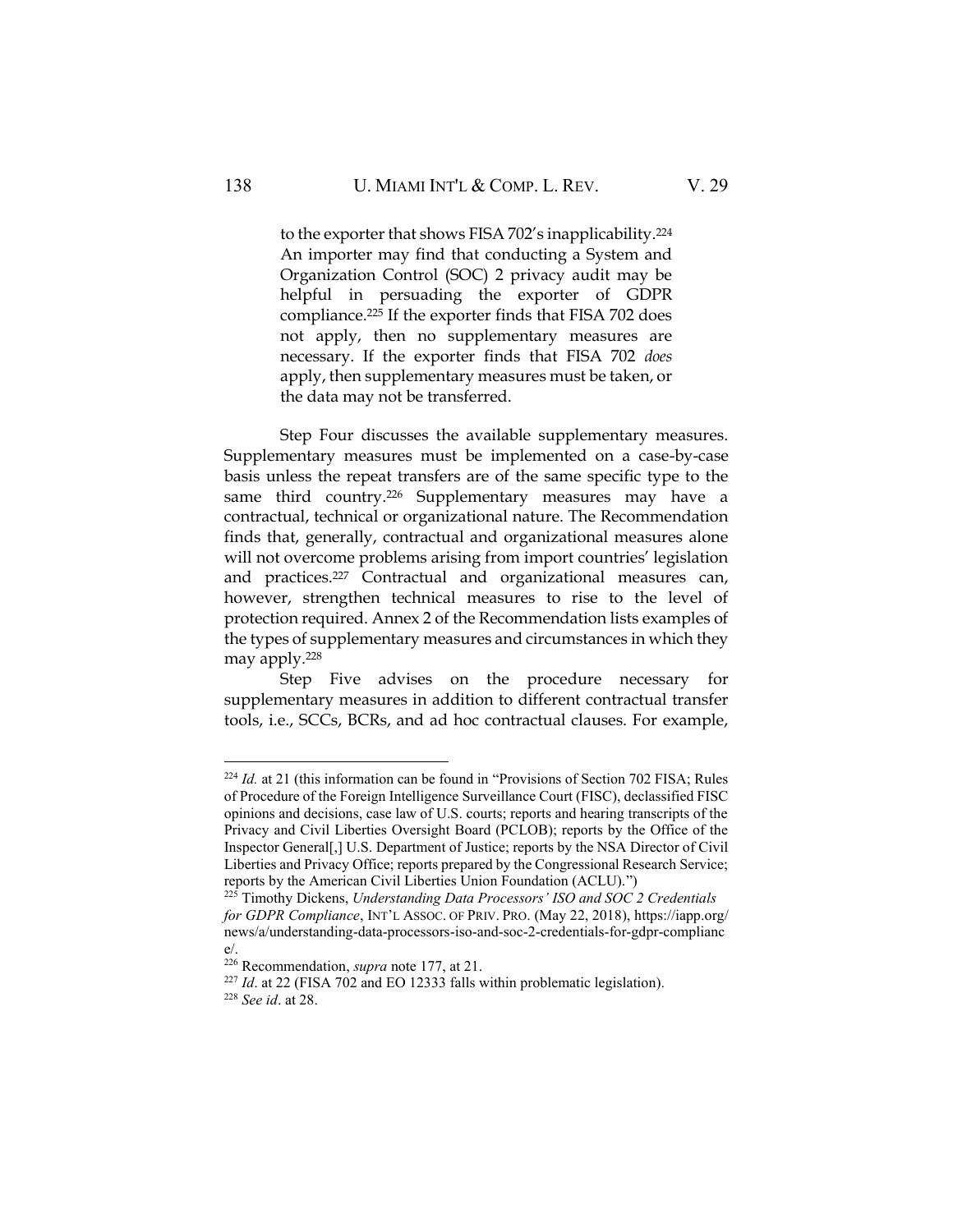to the exporter that shows FISA 702's inapplicability.[224] An importer may find that conducting a System and Organization Control (SOC) 2 privacy audit may be helpful in persuading the exporter of GDPR compliance.[225] If the exporter finds that FISA 702 does not apply, then no supplementary measures are necessary. If the exporter finds that FISA 702 *does* apply, then supplementary measures must be taken, or the data may not be transferred.

Step Four discusses the available supplementary measures. Supplementary measures must be implemented on a case-by-case basis unless the repeat transfers are of the same specific type to the same third country.[226] Supplementary measures may have a contractual, technical or organizational nature. The Recommendation finds that, generally, contractual and organizational measures alone will not overcome problems arising from import countries' legislation and practices.[227] Contractual and organizational measures can, however, strengthen technical measures to rise to the level of protection required. Annex 2 of the Recommendation lists examples of the types of supplementary measures and circumstances in which they may apply.[228]

Step Five advises on the procedure necessary for supplementary measures in addition to different contractual transfer tools, i.e., SCCs, BCRs, and ad hoc contractual clauses. For example,

---

[224] *Id.* at 21 (this information can be found in "Provisions of Section 702 FISA; Rules of Procedure of the Foreign Intelligence Surveillance Court (FISC), declassified FISC opinions and decisions, case law of U.S. courts; reports and hearing transcripts of the Privacy and Civil Liberties Oversight Board (PCLOB); reports by the Office of the Inspector General[,] U.S. Department of Justice; reports by the NSA Director of Civil Liberties and Privacy Office; reports prepared by the Congressional Research Service; reports by the American Civil Liberties Union Foundation (ACLU).")

[225] Timothy Dickens, *Understanding Data Processors' ISO and SOC 2 Credentials for GDPR Compliance*, INT'L ASSOC. OF PRIV. PRO. (May 22, 2018), https://iapp.org/news/a/understanding-data-processors-iso-and-soc-2-credentials-for-gdpr-compliance/.

[226] Recommendation, *supra* note 177, at 21.

[227] *Id*. at 22 (FISA 702 and EO 12333 falls within problematic legislation).

[228] *See id*. at 28.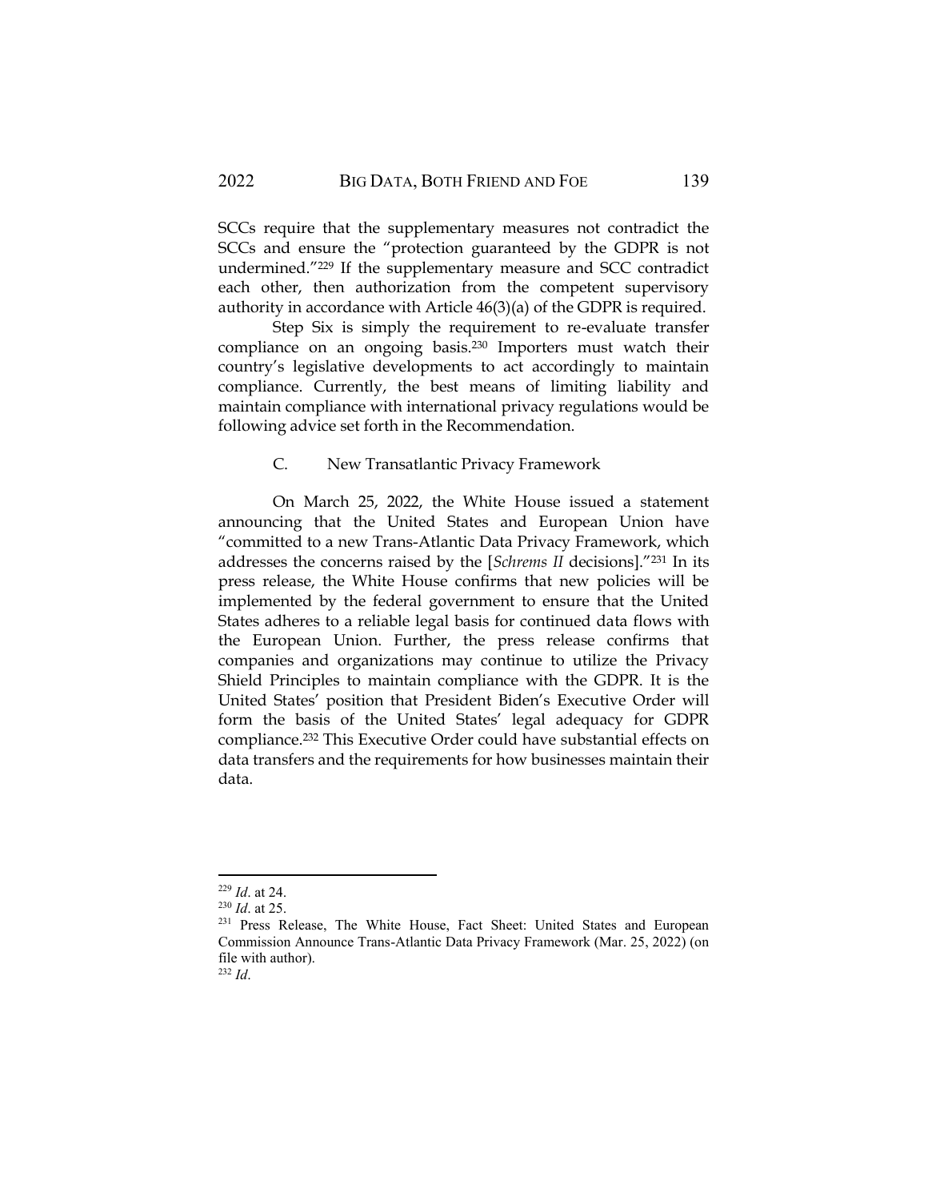SCCs require that the supplementary measures not contradict the SCCs and ensure the "protection guaranteed by the GDPR is not undermined."[229] If the supplementary measure and SCC contradict each other, then authorization from the competent supervisory authority in accordance with Article 46(3)(a) of the GDPR is required.

Step Six is simply the requirement to re-evaluate transfer compliance on an ongoing basis.[230] Importers must watch their country's legislative developments to act accordingly to maintain compliance. Currently, the best means of limiting liability and maintain compliance with international privacy regulations would be following advice set forth in the Recommendation.

### C. New Transatlantic Privacy Framework

On March 25, 2022, the White House issued a statement announcing that the United States and European Union have "committed to a new Trans-Atlantic Data Privacy Framework, which addresses the concerns raised by the [*Schrems II* decisions]."[231] In its press release, the White House confirms that new policies will be implemented by the federal government to ensure that the United States adheres to a reliable legal basis for continued data flows with the European Union. Further, the press release confirms that companies and organizations may continue to utilize the Privacy Shield Principles to maintain compliance with the GDPR. It is the United States' position that President Biden's Executive Order will form the basis of the United States' legal adequacy for GDPR compliance.[232] This Executive Order could have substantial effects on data transfers and the requirements for how businesses maintain their data.

---

[229] *Id*. at 24.

[230] *Id*. at 25.

[231] Press Release, The White House, Fact Sheet: United States and European Commission Announce Trans-Atlantic Data Privacy Framework (Mar. 25, 2022) (on file with author).

[232] *Id*.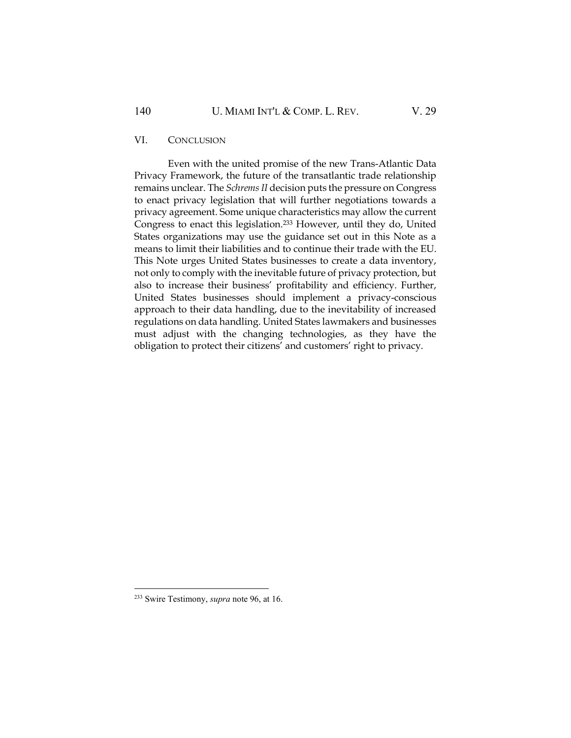## VI. CONCLUSION

Even with the united promise of the new Trans-Atlantic Data Privacy Framework, the future of the transatlantic trade relationship remains unclear. The *Schrems II* decision puts the pressure on Congress to enact privacy legislation that will further negotiations towards a privacy agreement. Some unique characteristics may allow the current Congress to enact this legislation.[233] However, until they do, United States organizations may use the guidance set out in this Note as a means to limit their liabilities and to continue their trade with the EU. This Note urges United States businesses to create a data inventory, not only to comply with the inevitable future of privacy protection, but also to increase their business' profitability and efficiency. Further, United States businesses should implement a privacy-conscious approach to their data handling, due to the inevitability of increased regulations on data handling. United States lawmakers and businesses must adjust with the changing technologies, as they have the obligation to protect their citizens' and customers' right to privacy.

---

[233] Swire Testimony, *supra* note 96, at 16.